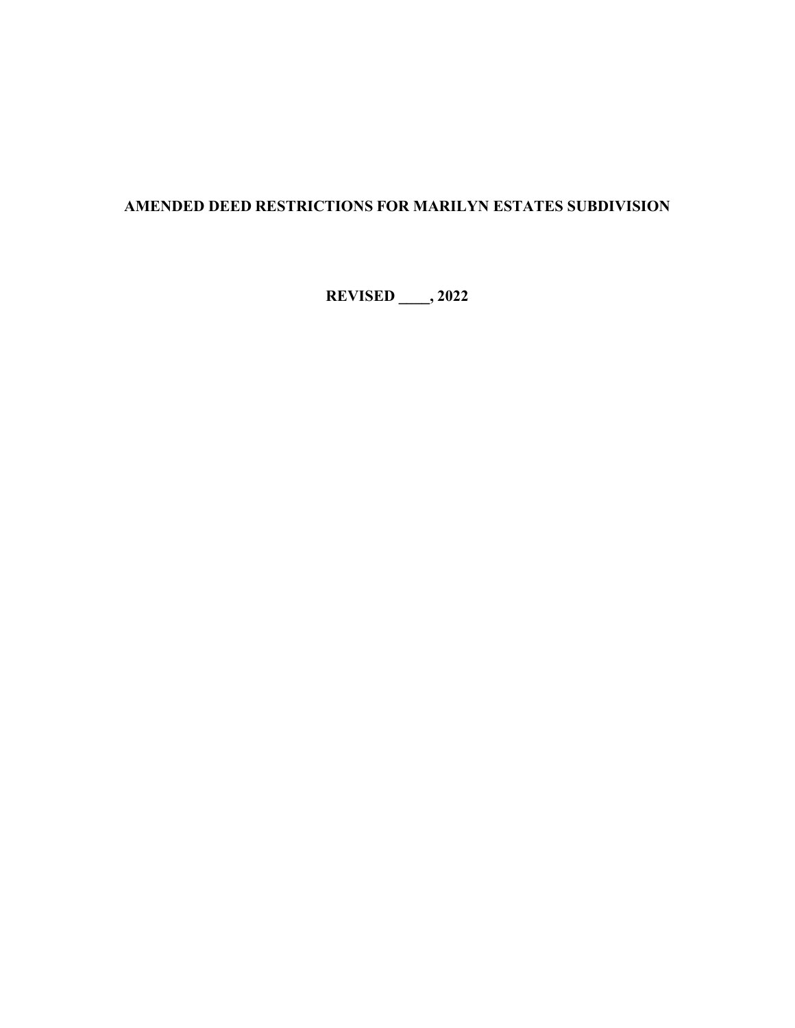# AMENDED DEED RESTRICTIONS FOR MARILYN ESTATES SUBDIVISION

**REVISED ____, 2022**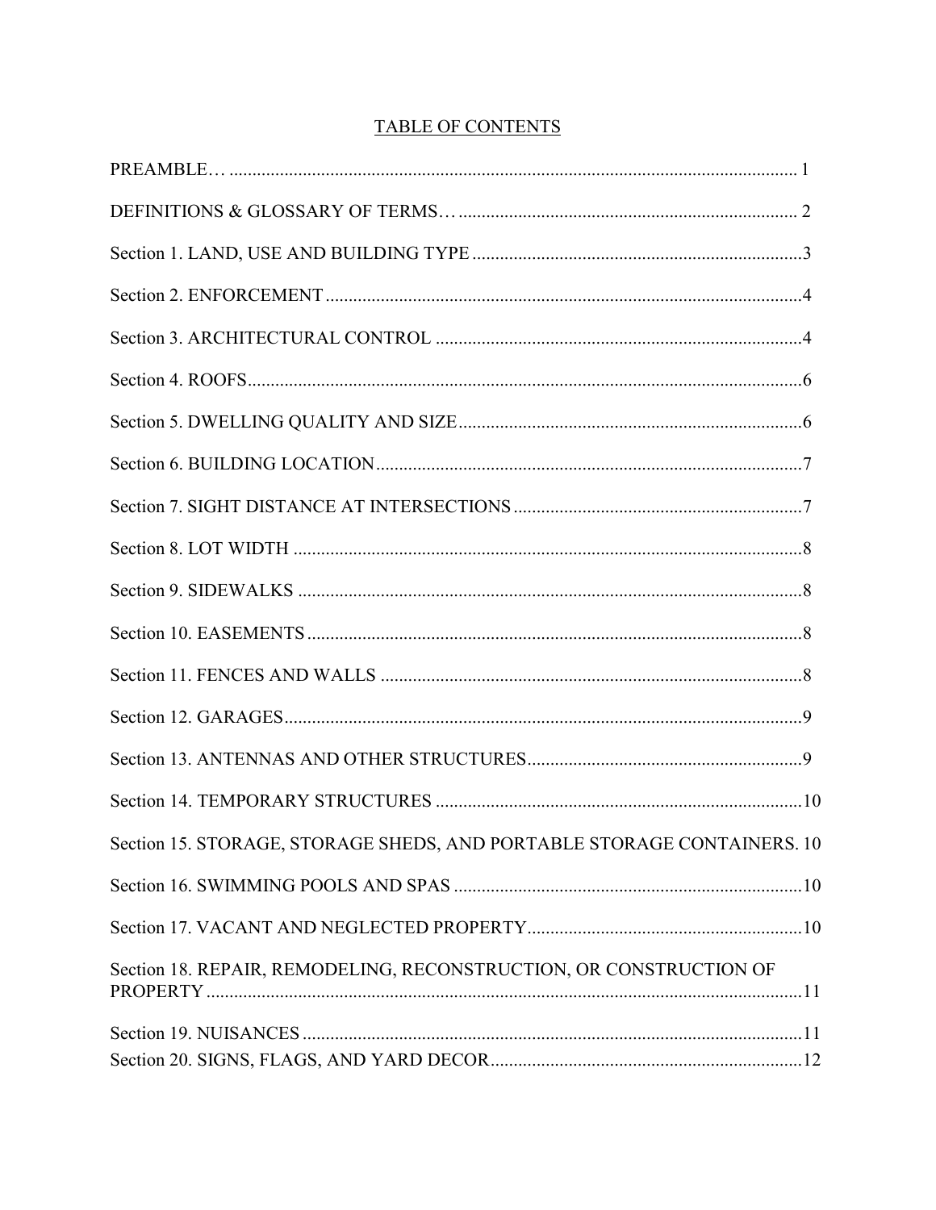# TABLE OF CONTENTS

PREAMBLE… 1

DEFINITIONS & GLOSSARY OF TERMS… 2

Section 1. LAND, USE AND BUILDING TYPE 3

Section 2. ENFORCEMENT 4

Section 3. ARCHITECTURAL CONTROL 4

Section 4. ROOFS 6

Section 5. DWELLING QUALITY AND SIZE 6

Section 6. BUILDING LOCATION 7

Section 7. SIGHT DISTANCE AT INTERSECTIONS 7

Section 8. LOT WIDTH 8

Section 9. SIDEWALKS 8

Section 10. EASEMENTS 8

Section 11. FENCES AND WALLS 8

Section 12. GARAGES 9

Section 13. ANTENNAS AND OTHER STRUCTURES 9

Section 14. TEMPORARY STRUCTURES 10

Section 15. STORAGE, STORAGE SHEDS, AND PORTABLE STORAGE CONTAINERS. 10

Section 16. SWIMMING POOLS AND SPAS 10

Section 17. VACANT AND NEGLECTED PROPERTY 10

Section 18. REPAIR, REMODELING, RECONSTRUCTION, OR CONSTRUCTION OF PROPERTY 11

Section 19. NUISANCES 11

Section 20. SIGNS, FLAGS, AND YARD DECOR 12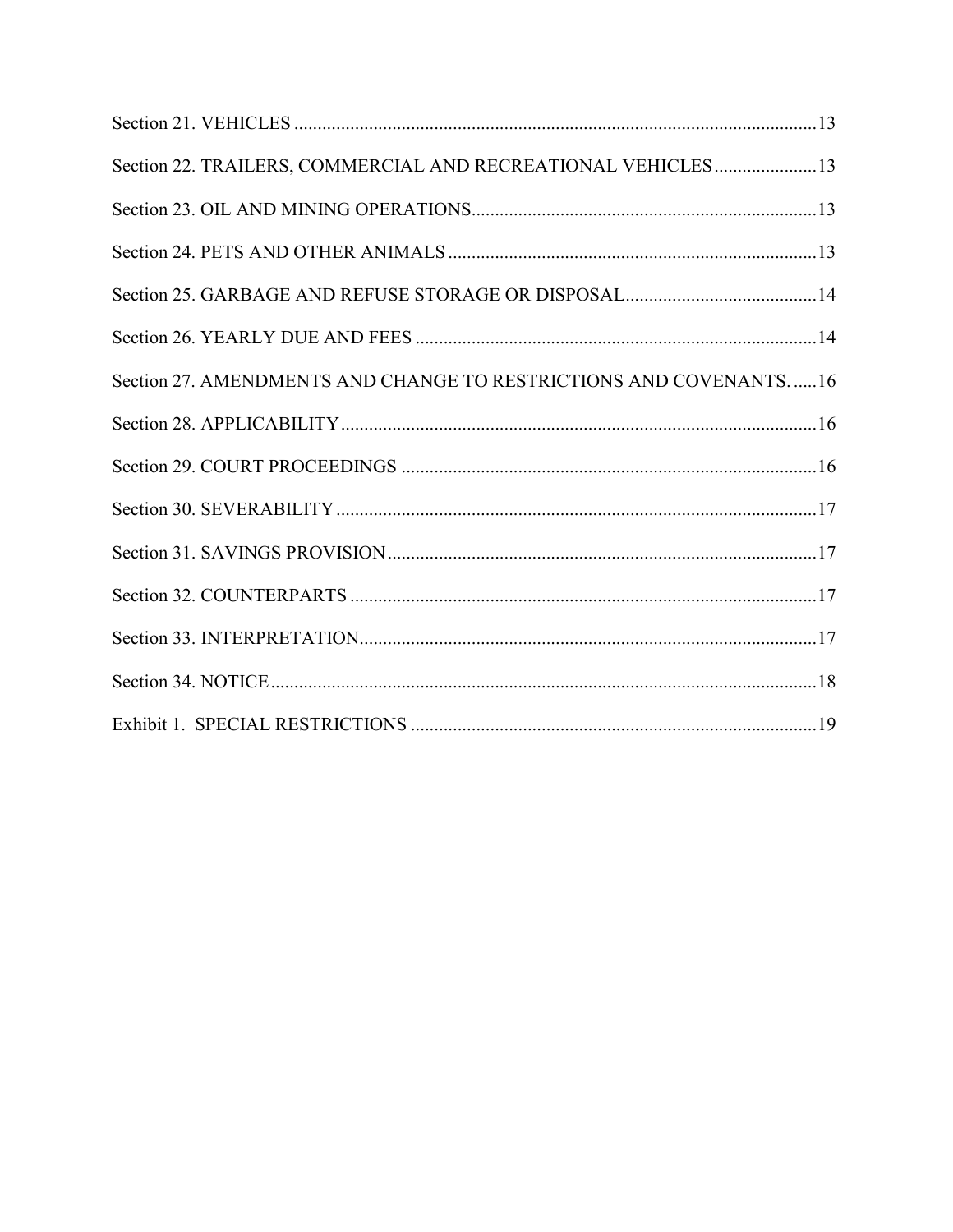Section 21. VEHICLES ....................................................................................................................13

Section 22. TRAILERS, COMMERCIAL AND RECREATIONAL VEHICLES ......................13

Section 23. OIL AND MINING OPERATIONS ..........................................................................13

Section 24. PETS AND OTHER ANIMALS ...............................................................................13

Section 25. GARBAGE AND REFUSE STORAGE OR DISPOSAL .........................................14

Section 26. YEARLY DUE AND FEES ......................................................................................14

Section 27. AMENDMENTS AND CHANGE TO RESTRICTIONS AND COVENANTS. ......16

Section 28. APPLICABILITY ......................................................................................................16

Section 29. COURT PROCEEDINGS .........................................................................................16

Section 30. SEVERABILITY .......................................................................................................17

Section 31. SAVINGS PROVISION ............................................................................................17

Section 32. COUNTERPARTS ....................................................................................................17

Section 33. INTERPRETATION ..................................................................................................17

Section 34. NOTICE .....................................................................................................................18

Exhibit 1. SPECIAL RESTRICTIONS .......................................................................................19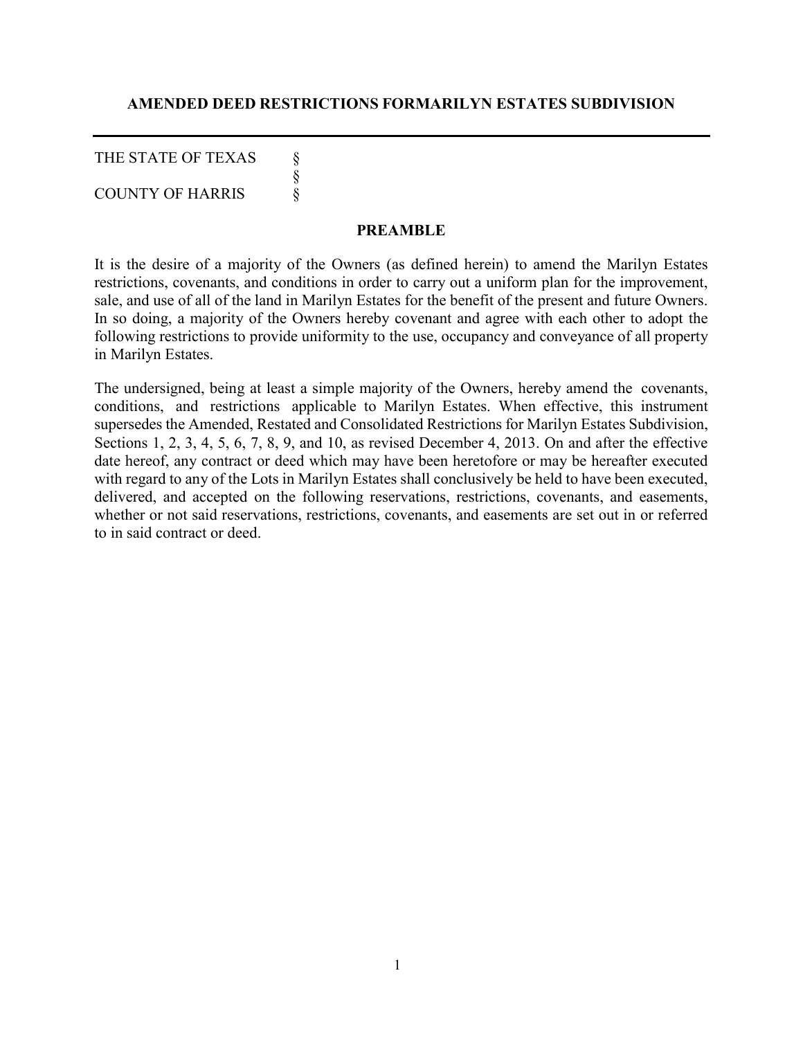## AMENDED DEED RESTRICTIONS FORMARILYN ESTATES SUBDIVISION

---

THE STATE OF TEXAS §
§
COUNTY OF HARRIS §

### PREAMBLE

It is the desire of a majority of the Owners (as defined herein) to amend the Marilyn Estates restrictions, covenants, and conditions in order to carry out a uniform plan for the improvement, sale, and use of all of the land in Marilyn Estates for the benefit of the present and future Owners. In so doing, a majority of the Owners hereby covenant and agree with each other to adopt the following restrictions to provide uniformity to the use, occupancy and conveyance of all property in Marilyn Estates.

The undersigned, being at least a simple majority of the Owners, hereby amend the covenants, conditions, and restrictions applicable to Marilyn Estates. When effective, this instrument supersedes the Amended, Restated and Consolidated Restrictions for Marilyn Estates Subdivision, Sections 1, 2, 3, 4, 5, 6, 7, 8, 9, and 10, as revised December 4, 2013. On and after the effective date hereof, any contract or deed which may have been heretofore or may be hereafter executed with regard to any of the Lots in Marilyn Estates shall conclusively be held to have been executed, delivered, and accepted on the following reservations, restrictions, covenants, and easements, whether or not said reservations, restrictions, covenants, and easements are set out in or referred to in said contract or deed.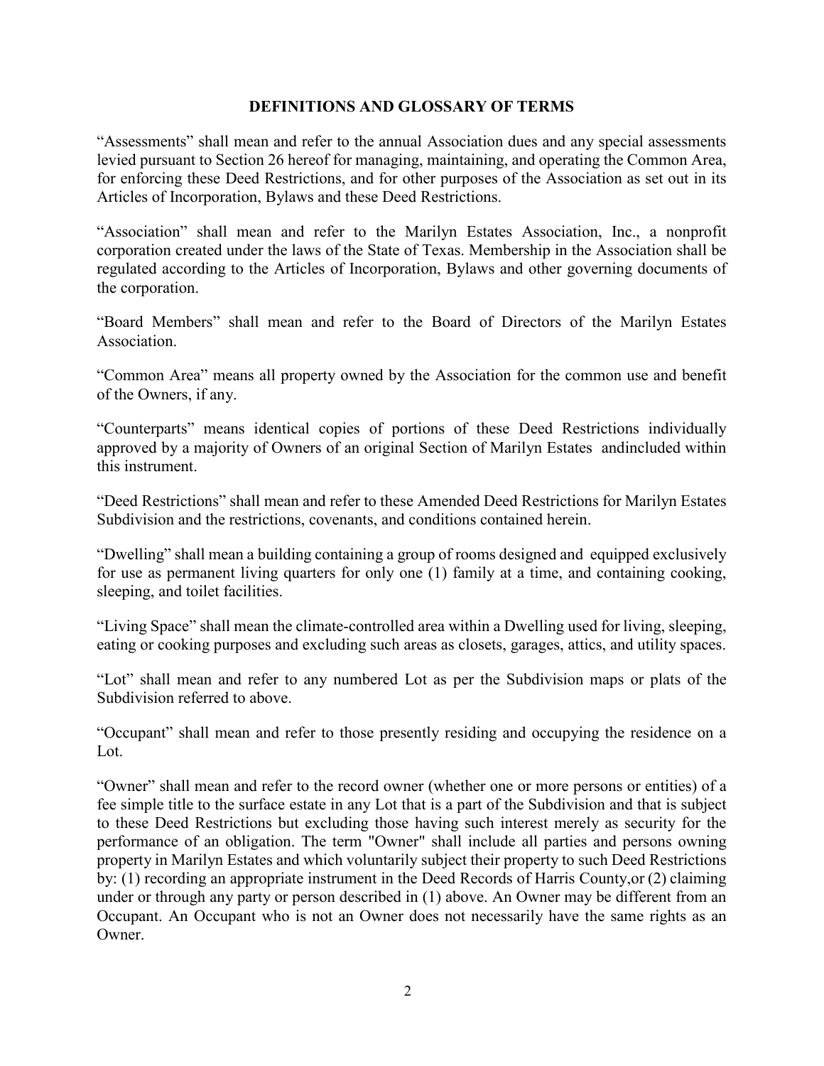## DEFINITIONS AND GLOSSARY OF TERMS

"Assessments" shall mean and refer to the annual Association dues and any special assessments levied pursuant to Section 26 hereof for managing, maintaining, and operating the Common Area, for enforcing these Deed Restrictions, and for other purposes of the Association as set out in its Articles of Incorporation, Bylaws and these Deed Restrictions.

"Association" shall mean and refer to the Marilyn Estates Association, Inc., a nonprofit corporation created under the laws of the State of Texas. Membership in the Association shall be regulated according to the Articles of Incorporation, Bylaws and other governing documents of the corporation.

"Board Members" shall mean and refer to the Board of Directors of the Marilyn Estates Association.

"Common Area" means all property owned by the Association for the common use and benefit of the Owners, if any.

"Counterparts" means identical copies of portions of these Deed Restrictions individually approved by a majority of Owners of an original Section of Marilyn Estates andincluded within this instrument.

"Deed Restrictions" shall mean and refer to these Amended Deed Restrictions for Marilyn Estates Subdivision and the restrictions, covenants, and conditions contained herein.

"Dwelling" shall mean a building containing a group of rooms designed and equipped exclusively for use as permanent living quarters for only one (1) family at a time, and containing cooking, sleeping, and toilet facilities.

"Living Space" shall mean the climate-controlled area within a Dwelling used for living, sleeping, eating or cooking purposes and excluding such areas as closets, garages, attics, and utility spaces.

"Lot" shall mean and refer to any numbered Lot as per the Subdivision maps or plats of the Subdivision referred to above.

"Occupant" shall mean and refer to those presently residing and occupying the residence on a Lot.

"Owner" shall mean and refer to the record owner (whether one or more persons or entities) of a fee simple title to the surface estate in any Lot that is a part of the Subdivision and that is subject to these Deed Restrictions but excluding those having such interest merely as security for the performance of an obligation. The term "Owner" shall include all parties and persons owning property in Marilyn Estates and which voluntarily subject their property to such Deed Restrictions by: (1) recording an appropriate instrument in the Deed Records of Harris County,or (2) claiming under or through any party or person described in (1) above. An Owner may be different from an Occupant. An Occupant who is not an Owner does not necessarily have the same rights as an Owner.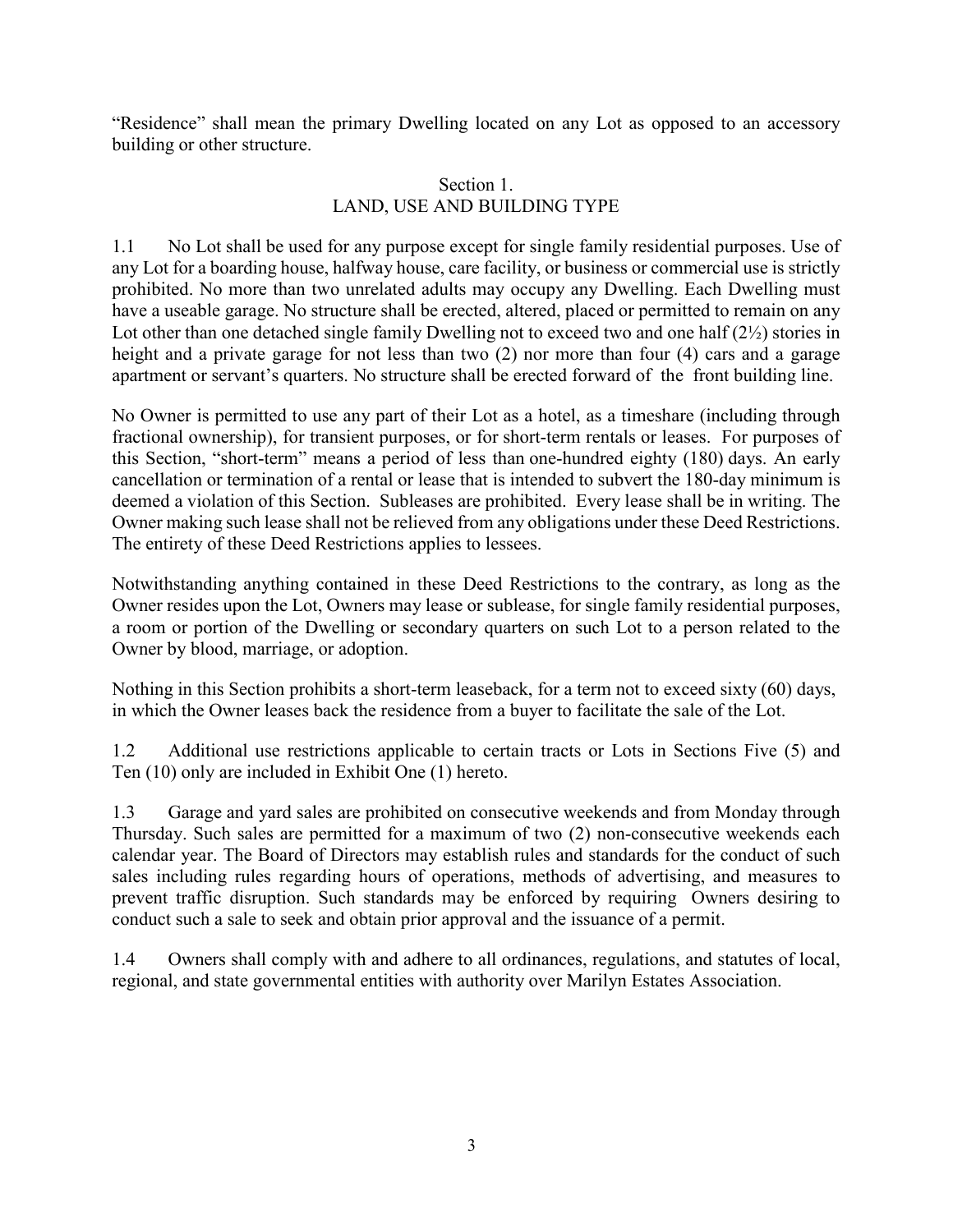"Residence" shall mean the primary Dwelling located on any Lot as opposed to an accessory building or other structure.

## Section 1.
## LAND, USE AND BUILDING TYPE

1.1 No Lot shall be used for any purpose except for single family residential purposes. Use of any Lot for a boarding house, halfway house, care facility, or business or commercial use is strictly prohibited. No more than two unrelated adults may occupy any Dwelling. Each Dwelling must have a useable garage. No structure shall be erected, altered, placed or permitted to remain on any Lot other than one detached single family Dwelling not to exceed two and one half (2½) stories in height and a private garage for not less than two (2) nor more than four (4) cars and a garage apartment or servant's quarters. No structure shall be erected forward of the front building line.

No Owner is permitted to use any part of their Lot as a hotel, as a timeshare (including through fractional ownership), for transient purposes, or for short-term rentals or leases. For purposes of this Section, "short-term" means a period of less than one-hundred eighty (180) days. An early cancellation or termination of a rental or lease that is intended to subvert the 180-day minimum is deemed a violation of this Section. Subleases are prohibited. Every lease shall be in writing. The Owner making such lease shall not be relieved from any obligations under these Deed Restrictions. The entirety of these Deed Restrictions applies to lessees.

Notwithstanding anything contained in these Deed Restrictions to the contrary, as long as the Owner resides upon the Lot, Owners may lease or sublease, for single family residential purposes, a room or portion of the Dwelling or secondary quarters on such Lot to a person related to the Owner by blood, marriage, or adoption.

Nothing in this Section prohibits a short-term leaseback, for a term not to exceed sixty (60) days, in which the Owner leases back the residence from a buyer to facilitate the sale of the Lot.

1.2 Additional use restrictions applicable to certain tracts or Lots in Sections Five (5) and Ten (10) only are included in Exhibit One (1) hereto.

1.3 Garage and yard sales are prohibited on consecutive weekends and from Monday through Thursday. Such sales are permitted for a maximum of two (2) non-consecutive weekends each calendar year. The Board of Directors may establish rules and standards for the conduct of such sales including rules regarding hours of operations, methods of advertising, and measures to prevent traffic disruption. Such standards may be enforced by requiring Owners desiring to conduct such a sale to seek and obtain prior approval and the issuance of a permit.

1.4 Owners shall comply with and adhere to all ordinances, regulations, and statutes of local, regional, and state governmental entities with authority over Marilyn Estates Association.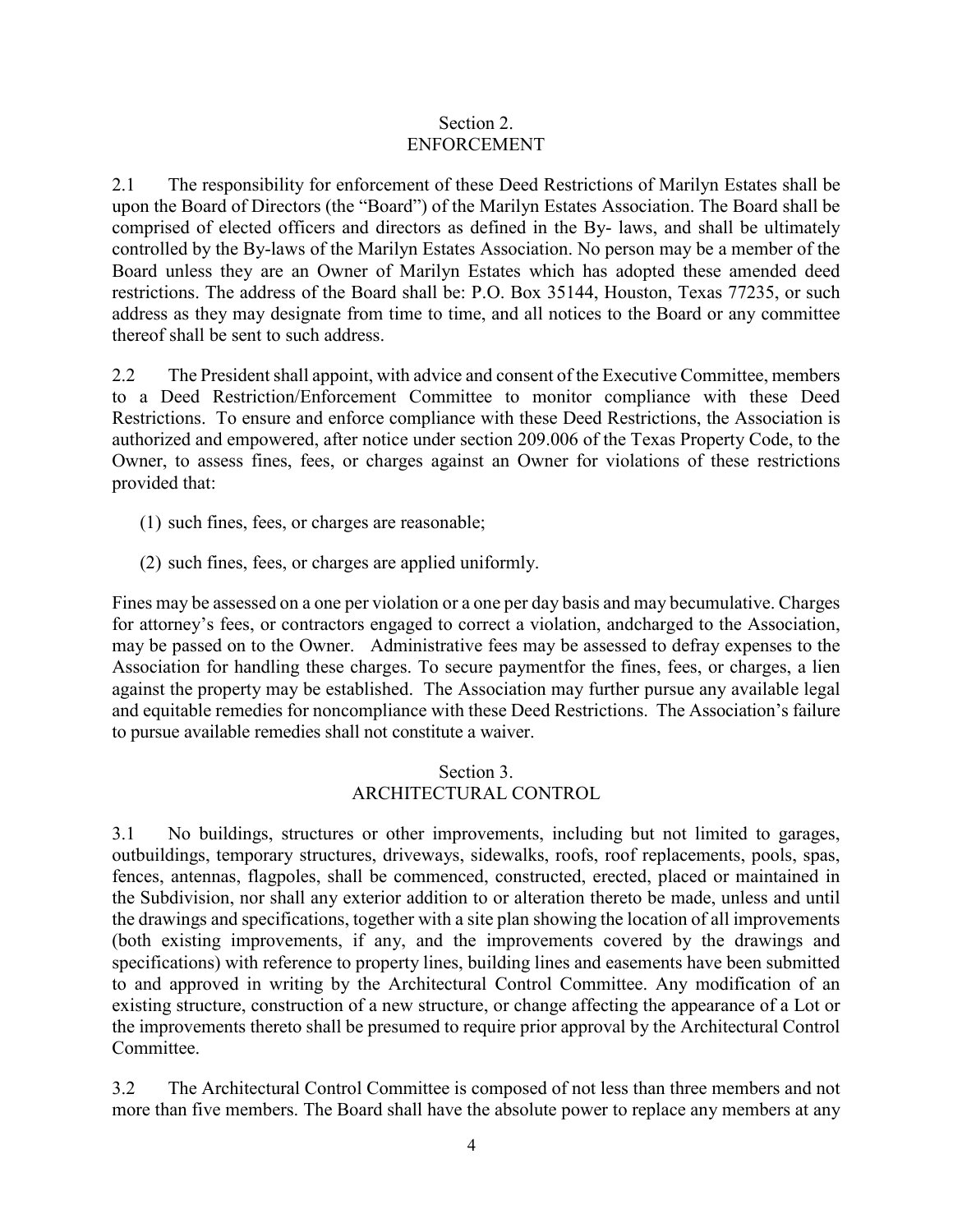## Section 2.
## ENFORCEMENT

2.1 The responsibility for enforcement of these Deed Restrictions of Marilyn Estates shall be upon the Board of Directors (the "Board") of the Marilyn Estates Association. The Board shall be comprised of elected officers and directors as defined in the By- laws, and shall be ultimately controlled by the By-laws of the Marilyn Estates Association. No person may be a member of the Board unless they are an Owner of Marilyn Estates which has adopted these amended deed restrictions. The address of the Board shall be: P.O. Box 35144, Houston, Texas 77235, or such address as they may designate from time to time, and all notices to the Board or any committee thereof shall be sent to such address.

2.2 The President shall appoint, with advice and consent of the Executive Committee, members to a Deed Restriction/Enforcement Committee to monitor compliance with these Deed Restrictions. To ensure and enforce compliance with these Deed Restrictions, the Association is authorized and empowered, after notice under section 209.006 of the Texas Property Code, to the Owner, to assess fines, fees, or charges against an Owner for violations of these restrictions provided that:

(1) such fines, fees, or charges are reasonable;

(2) such fines, fees, or charges are applied uniformly.

Fines may be assessed on a one per violation or a one per day basis and may becumulative. Charges for attorney's fees, or contractors engaged to correct a violation, andcharged to the Association, may be passed on to the Owner. Administrative fees may be assessed to defray expenses to the Association for handling these charges. To secure paymentfor the fines, fees, or charges, a lien against the property may be established. The Association may further pursue any available legal and equitable remedies for noncompliance with these Deed Restrictions. The Association's failure to pursue available remedies shall not constitute a waiver.

## Section 3.
## ARCHITECTURAL CONTROL

3.1 No buildings, structures or other improvements, including but not limited to garages, outbuildings, temporary structures, driveways, sidewalks, roofs, roof replacements, pools, spas, fences, antennas, flagpoles, shall be commenced, constructed, erected, placed or maintained in the Subdivision, nor shall any exterior addition to or alteration thereto be made, unless and until the drawings and specifications, together with a site plan showing the location of all improvements (both existing improvements, if any, and the improvements covered by the drawings and specifications) with reference to property lines, building lines and easements have been submitted to and approved in writing by the Architectural Control Committee. Any modification of an existing structure, construction of a new structure, or change affecting the appearance of a Lot or the improvements thereto shall be presumed to require prior approval by the Architectural Control Committee.

3.2 The Architectural Control Committee is composed of not less than three members and not more than five members. The Board shall have the absolute power to replace any members at any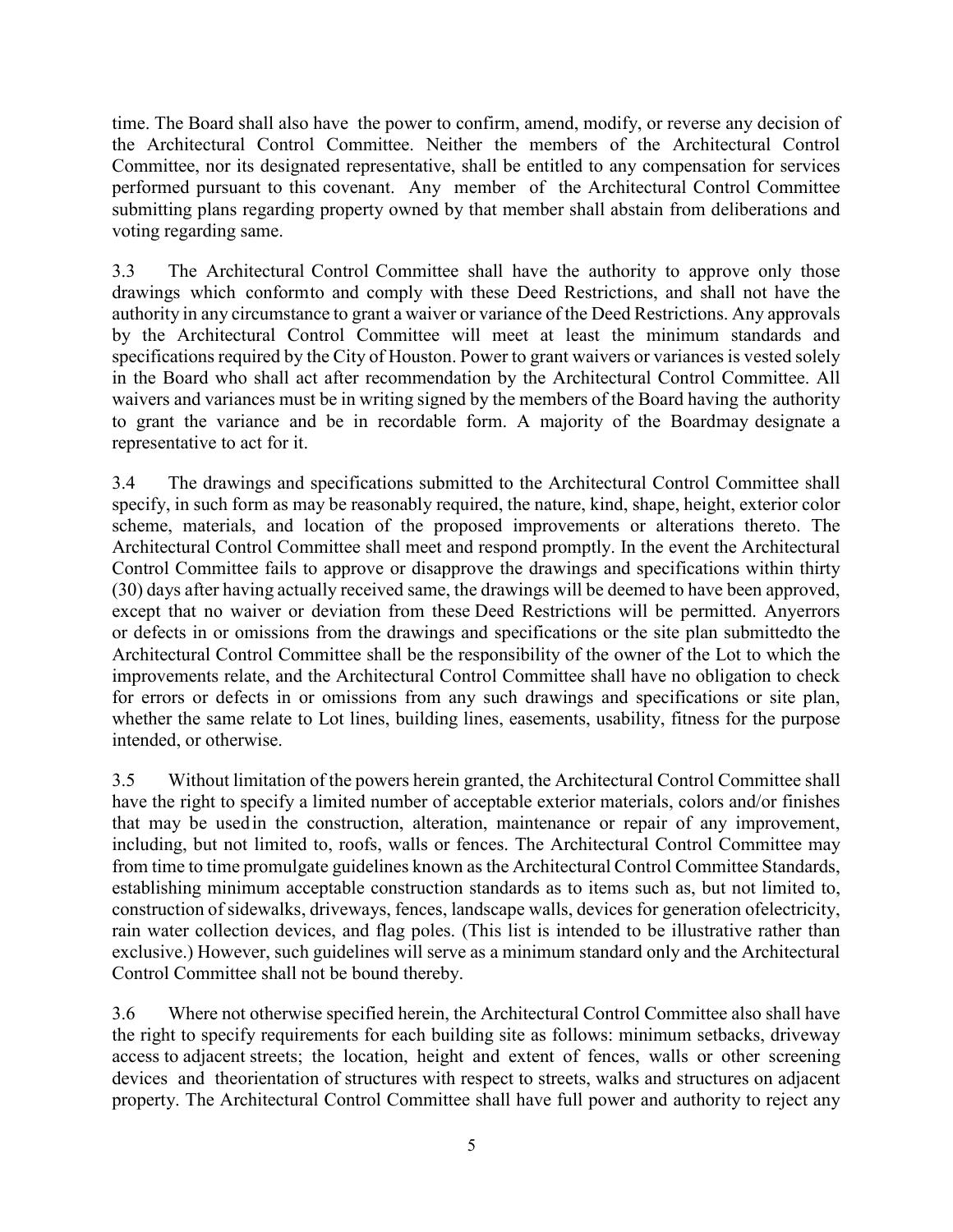time. The Board shall also have the power to confirm, amend, modify, or reverse any decision of the Architectural Control Committee. Neither the members of the Architectural Control Committee, nor its designated representative, shall be entitled to any compensation for services performed pursuant to this covenant. Any member of the Architectural Control Committee submitting plans regarding property owned by that member shall abstain from deliberations and voting regarding same.

3.3 The Architectural Control Committee shall have the authority to approve only those drawings which conformto and comply with these Deed Restrictions, and shall not have the authority in any circumstance to grant a waiver or variance of the Deed Restrictions. Any approvals by the Architectural Control Committee will meet at least the minimum standards and specifications required by the City of Houston. Power to grant waivers or variances is vested solely in the Board who shall act after recommendation by the Architectural Control Committee. All waivers and variances must be in writing signed by the members of the Board having the authority to grant the variance and be in recordable form. A majority of the Boardmay designate a representative to act for it.

3.4 The drawings and specifications submitted to the Architectural Control Committee shall specify, in such form as may be reasonably required, the nature, kind, shape, height, exterior color scheme, materials, and location of the proposed improvements or alterations thereto. The Architectural Control Committee shall meet and respond promptly. In the event the Architectural Control Committee fails to approve or disapprove the drawings and specifications within thirty (30) days after having actually received same, the drawings will be deemed to have been approved, except that no waiver or deviation from these Deed Restrictions will be permitted. Anyerrors or defects in or omissions from the drawings and specifications or the site plan submittedto the Architectural Control Committee shall be the responsibility of the owner of the Lot to which the improvements relate, and the Architectural Control Committee shall have no obligation to check for errors or defects in or omissions from any such drawings and specifications or site plan, whether the same relate to Lot lines, building lines, easements, usability, fitness for the purpose intended, or otherwise.

3.5 Without limitation of the powers herein granted, the Architectural Control Committee shall have the right to specify a limited number of acceptable exterior materials, colors and/or finishes that may be usedin the construction, alteration, maintenance or repair of any improvement, including, but not limited to, roofs, walls or fences. The Architectural Control Committee may from time to time promulgate guidelines known as the Architectural Control Committee Standards, establishing minimum acceptable construction standards as to items such as, but not limited to, construction of sidewalks, driveways, fences, landscape walls, devices for generation ofelectricity, rain water collection devices, and flag poles. (This list is intended to be illustrative rather than exclusive.) However, such guidelines will serve as a minimum standard only and the Architectural Control Committee shall not be bound thereby.

3.6 Where not otherwise specified herein, the Architectural Control Committee also shall have the right to specify requirements for each building site as follows: minimum setbacks, driveway access to adjacent streets; the location, height and extent of fences, walls or other screening devices and theorientation of structures with respect to streets, walks and structures on adjacent property. The Architectural Control Committee shall have full power and authority to reject any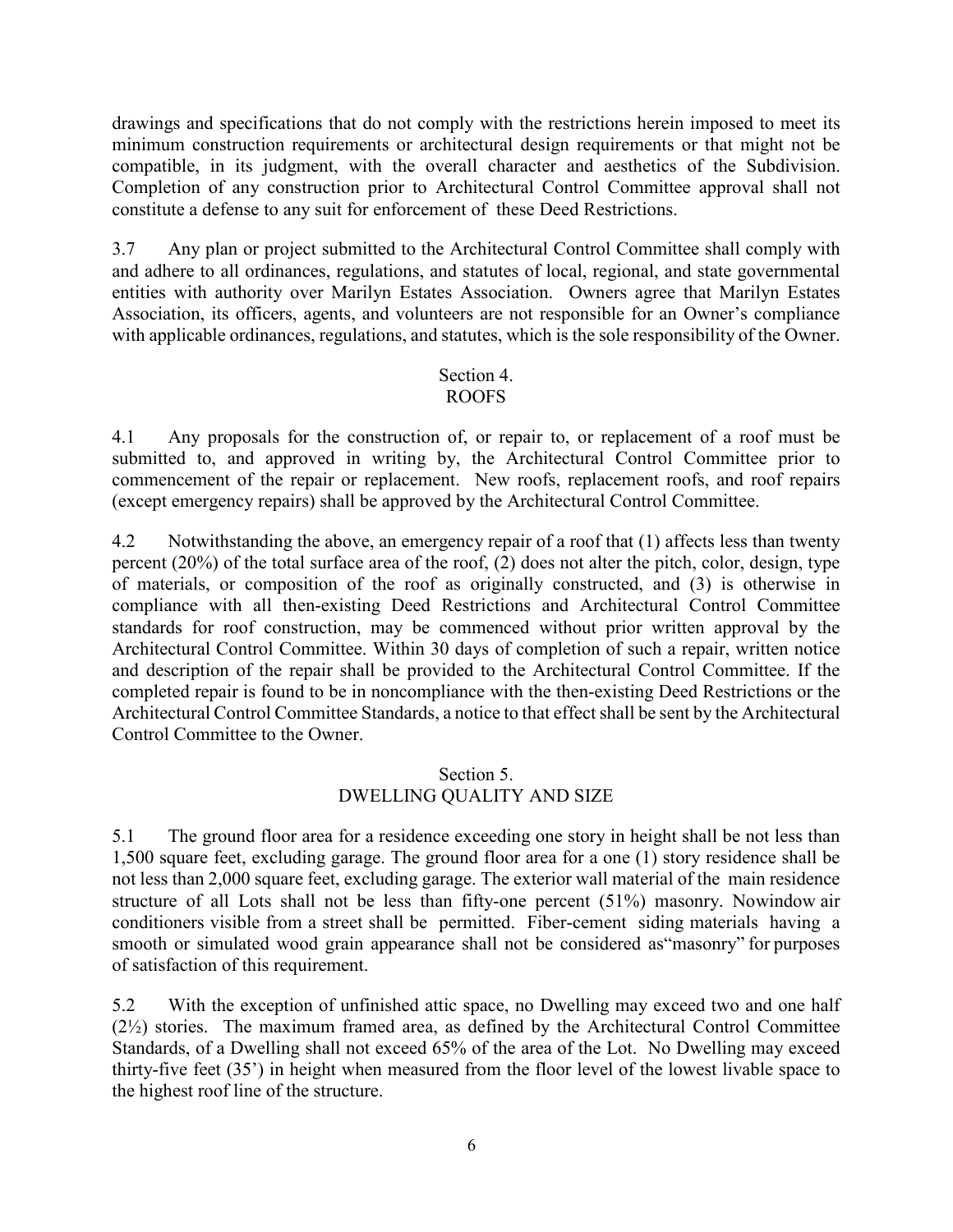drawings and specifications that do not comply with the restrictions herein imposed to meet its minimum construction requirements or architectural design requirements or that might not be compatible, in its judgment, with the overall character and aesthetics of the Subdivision. Completion of any construction prior to Architectural Control Committee approval shall not constitute a defense to any suit for enforcement of these Deed Restrictions.

3.7 Any plan or project submitted to the Architectural Control Committee shall comply with and adhere to all ordinances, regulations, and statutes of local, regional, and state governmental entities with authority over Marilyn Estates Association. Owners agree that Marilyn Estates Association, its officers, agents, and volunteers are not responsible for an Owner's compliance with applicable ordinances, regulations, and statutes, which is the sole responsibility of the Owner.

## Section 4.
## ROOFS

4.1 Any proposals for the construction of, or repair to, or replacement of a roof must be submitted to, and approved in writing by, the Architectural Control Committee prior to commencement of the repair or replacement. New roofs, replacement roofs, and roof repairs (except emergency repairs) shall be approved by the Architectural Control Committee.

4.2 Notwithstanding the above, an emergency repair of a roof that (1) affects less than twenty percent (20%) of the total surface area of the roof, (2) does not alter the pitch, color, design, type of materials, or composition of the roof as originally constructed, and (3) is otherwise in compliance with all then-existing Deed Restrictions and Architectural Control Committee standards for roof construction, may be commenced without prior written approval by the Architectural Control Committee. Within 30 days of completion of such a repair, written notice and description of the repair shall be provided to the Architectural Control Committee. If the completed repair is found to be in noncompliance with the then-existing Deed Restrictions or the Architectural Control Committee Standards, a notice to that effect shall be sent by the Architectural Control Committee to the Owner.

## Section 5.
## DWELLING QUALITY AND SIZE

5.1 The ground floor area for a residence exceeding one story in height shall be not less than 1,500 square feet, excluding garage. The ground floor area for a one (1) story residence shall be not less than 2,000 square feet, excluding garage. The exterior wall material of the main residence structure of all Lots shall not be less than fifty-one percent (51%) masonry. Nowindow air conditioners visible from a street shall be permitted. Fiber-cement siding materials having a smooth or simulated wood grain appearance shall not be considered as"masonry" for purposes of satisfaction of this requirement.

5.2 With the exception of unfinished attic space, no Dwelling may exceed two and one half (2½) stories. The maximum framed area, as defined by the Architectural Control Committee Standards, of a Dwelling shall not exceed 65% of the area of the Lot. No Dwelling may exceed thirty-five feet (35') in height when measured from the floor level of the lowest livable space to the highest roof line of the structure.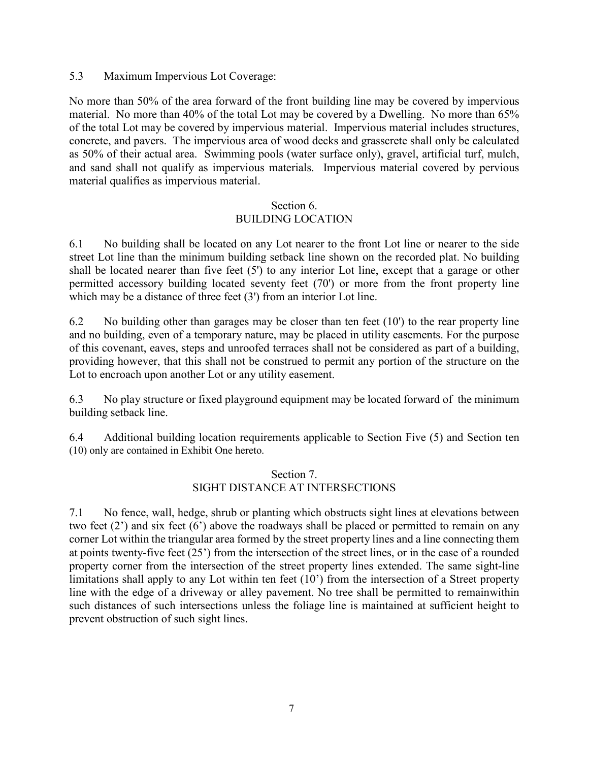5.3 Maximum Impervious Lot Coverage:

No more than 50% of the area forward of the front building line may be covered by impervious material. No more than 40% of the total Lot may be covered by a Dwelling. No more than 65% of the total Lot may be covered by impervious material. Impervious material includes structures, concrete, and pavers. The impervious area of wood decks and grasscrete shall only be calculated as 50% of their actual area. Swimming pools (water surface only), gravel, artificial turf, mulch, and sand shall not qualify as impervious materials. Impervious material covered by pervious material qualifies as impervious material.

## Section 6.
## BUILDING LOCATION

6.1 No building shall be located on any Lot nearer to the front Lot line or nearer to the side street Lot line than the minimum building setback line shown on the recorded plat. No building shall be located nearer than five feet (5') to any interior Lot line, except that a garage or other permitted accessory building located seventy feet (70') or more from the front property line which may be a distance of three feet (3') from an interior Lot line.

6.2 No building other than garages may be closer than ten feet (10') to the rear property line and no building, even of a temporary nature, may be placed in utility easements. For the purpose of this covenant, eaves, steps and unroofed terraces shall not be considered as part of a building, providing however, that this shall not be construed to permit any portion of the structure on the Lot to encroach upon another Lot or any utility easement.

6.3 No play structure or fixed playground equipment may be located forward of the minimum building setback line.

6.4 Additional building location requirements applicable to Section Five (5) and Section ten (10) only are contained in Exhibit One hereto.

## Section 7.
## SIGHT DISTANCE AT INTERSECTIONS

7.1 No fence, wall, hedge, shrub or planting which obstructs sight lines at elevations between two feet (2') and six feet (6') above the roadways shall be placed or permitted to remain on any corner Lot within the triangular area formed by the street property lines and a line connecting them at points twenty-five feet (25') from the intersection of the street lines, or in the case of a rounded property corner from the intersection of the street property lines extended. The same sight-line limitations shall apply to any Lot within ten feet (10') from the intersection of a Street property line with the edge of a driveway or alley pavement. No tree shall be permitted to remainwithin such distances of such intersections unless the foliage line is maintained at sufficient height to prevent obstruction of such sight lines.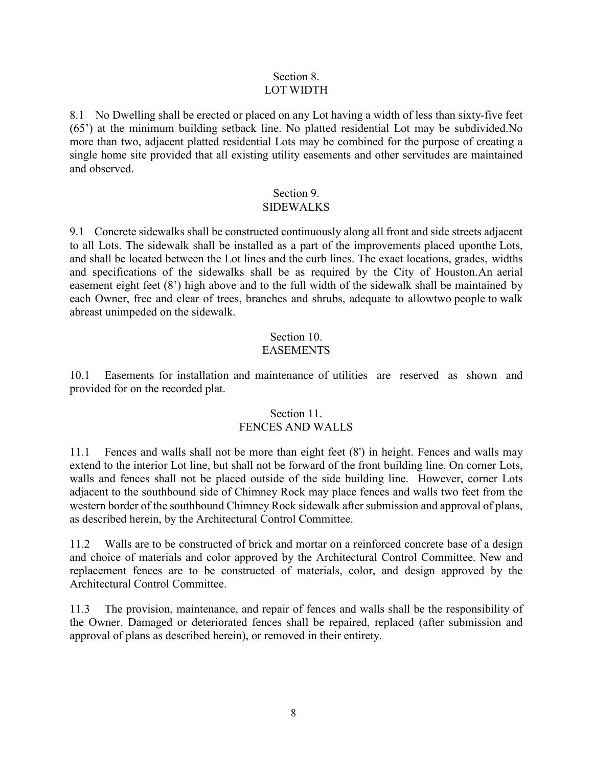## Section 8.
## LOT WIDTH

8.1 No Dwelling shall be erected or placed on any Lot having a width of less than sixty-five feet (65') at the minimum building setback line. No platted residential Lot may be subdivided.No more than two, adjacent platted residential Lots may be combined for the purpose of creating a single home site provided that all existing utility easements and other servitudes are maintained and observed.

## Section 9.
## SIDEWALKS

9.1 Concrete sidewalks shall be constructed continuously along all front and side streets adjacent to all Lots. The sidewalk shall be installed as a part of the improvements placed uponthe Lots, and shall be located between the Lot lines and the curb lines. The exact locations, grades, widths and specifications of the sidewalks shall be as required by the City of Houston.An aerial easement eight feet (8') high above and to the full width of the sidewalk shall be maintained by each Owner, free and clear of trees, branches and shrubs, adequate to allowtwo people to walk abreast unimpeded on the sidewalk.

## Section 10.
## EASEMENTS

10.1 Easements for installation and maintenance of utilities are reserved as shown and provided for on the recorded plat.

## Section 11.
## FENCES AND WALLS

11.1 Fences and walls shall not be more than eight feet (8') in height. Fences and walls may extend to the interior Lot line, but shall not be forward of the front building line. On corner Lots, walls and fences shall not be placed outside of the side building line. However, corner Lots adjacent to the southbound side of Chimney Rock may place fences and walls two feet from the western border of the southbound Chimney Rock sidewalk after submission and approval of plans, as described herein, by the Architectural Control Committee.

11.2 Walls are to be constructed of brick and mortar on a reinforced concrete base of a design and choice of materials and color approved by the Architectural Control Committee. New and replacement fences are to be constructed of materials, color, and design approved by the Architectural Control Committee.

11.3 The provision, maintenance, and repair of fences and walls shall be the responsibility of the Owner. Damaged or deteriorated fences shall be repaired, replaced (after submission and approval of plans as described herein), or removed in their entirety.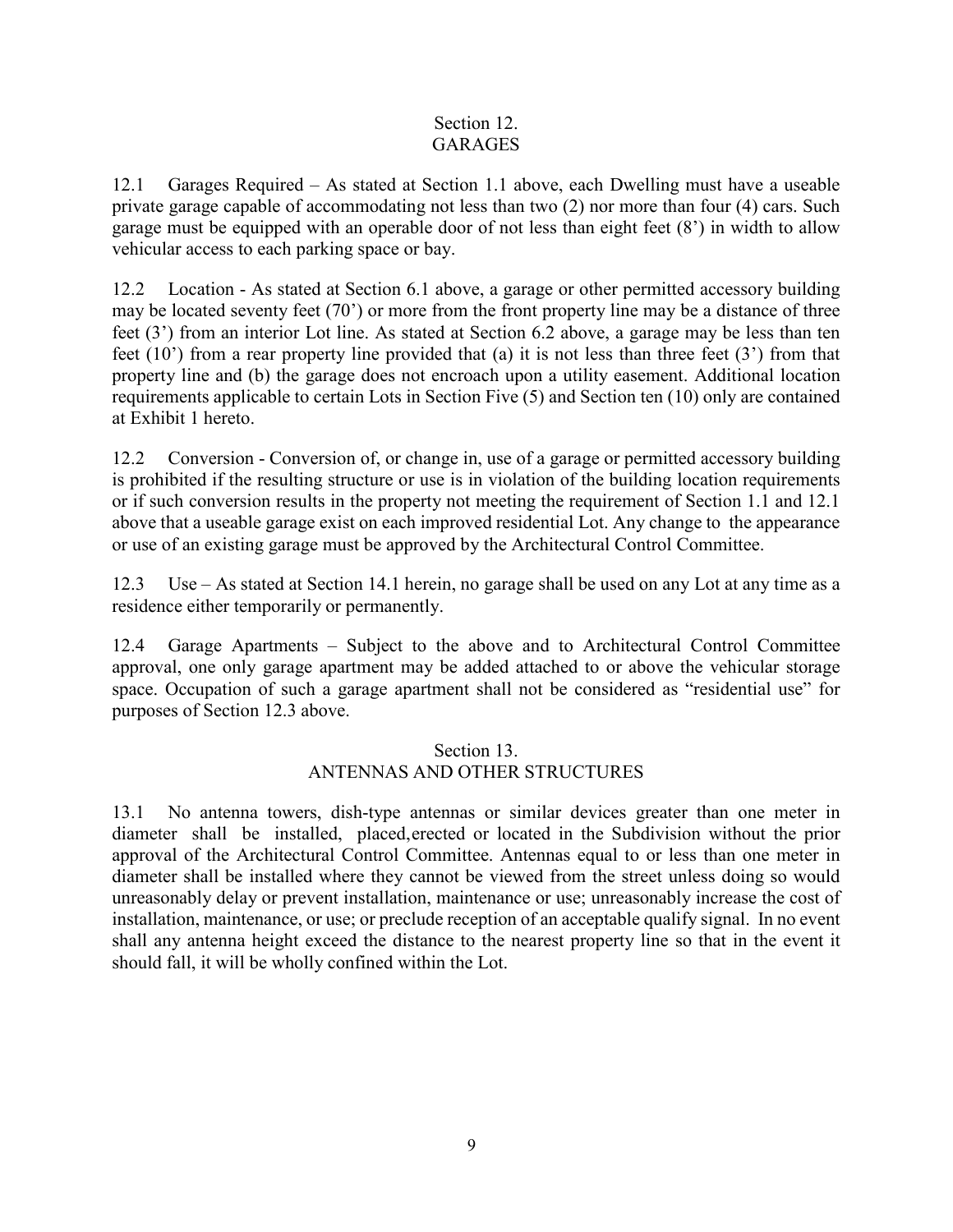## Section 12.
## GARAGES

12.1 Garages Required – As stated at Section 1.1 above, each Dwelling must have a useable private garage capable of accommodating not less than two (2) nor more than four (4) cars. Such garage must be equipped with an operable door of not less than eight feet (8') in width to allow vehicular access to each parking space or bay.

12.2 Location - As stated at Section 6.1 above, a garage or other permitted accessory building may be located seventy feet (70') or more from the front property line may be a distance of three feet (3') from an interior Lot line. As stated at Section 6.2 above, a garage may be less than ten feet (10') from a rear property line provided that (a) it is not less than three feet (3') from that property line and (b) the garage does not encroach upon a utility easement. Additional location requirements applicable to certain Lots in Section Five (5) and Section ten (10) only are contained at Exhibit 1 hereto.

12.2 Conversion - Conversion of, or change in, use of a garage or permitted accessory building is prohibited if the resulting structure or use is in violation of the building location requirements or if such conversion results in the property not meeting the requirement of Section 1.1 and 12.1 above that a useable garage exist on each improved residential Lot. Any change to the appearance or use of an existing garage must be approved by the Architectural Control Committee.

12.3 Use – As stated at Section 14.1 herein, no garage shall be used on any Lot at any time as a residence either temporarily or permanently.

12.4 Garage Apartments – Subject to the above and to Architectural Control Committee approval, one only garage apartment may be added attached to or above the vehicular storage space. Occupation of such a garage apartment shall not be considered as "residential use" for purposes of Section 12.3 above.

## Section 13.
## ANTENNAS AND OTHER STRUCTURES

13.1 No antenna towers, dish-type antennas or similar devices greater than one meter in diameter shall be installed, placed, erected or located in the Subdivision without the prior approval of the Architectural Control Committee. Antennas equal to or less than one meter in diameter shall be installed where they cannot be viewed from the street unless doing so would unreasonably delay or prevent installation, maintenance or use; unreasonably increase the cost of installation, maintenance, or use; or preclude reception of an acceptable qualify signal. In no event shall any antenna height exceed the distance to the nearest property line so that in the event it should fall, it will be wholly confined within the Lot.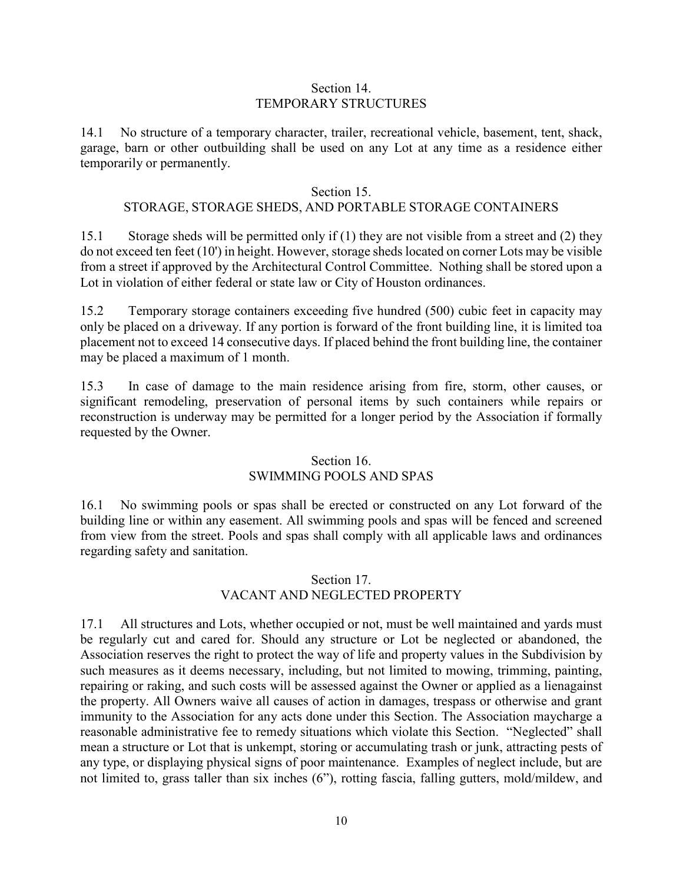## Section 14.
## TEMPORARY STRUCTURES

14.1 No structure of a temporary character, trailer, recreational vehicle, basement, tent, shack, garage, barn or other outbuilding shall be used on any Lot at any time as a residence either temporarily or permanently.

## Section 15.
## STORAGE, STORAGE SHEDS, AND PORTABLE STORAGE CONTAINERS

15.1 Storage sheds will be permitted only if (1) they are not visible from a street and (2) they do not exceed ten feet (10') in height. However, storage sheds located on corner Lots may be visible from a street if approved by the Architectural Control Committee. Nothing shall be stored upon a Lot in violation of either federal or state law or City of Houston ordinances.

15.2 Temporary storage containers exceeding five hundred (500) cubic feet in capacity may only be placed on a driveway. If any portion is forward of the front building line, it is limited toa placement not to exceed 14 consecutive days. If placed behind the front building line, the container may be placed a maximum of 1 month.

15.3 In case of damage to the main residence arising from fire, storm, other causes, or significant remodeling, preservation of personal items by such containers while repairs or reconstruction is underway may be permitted for a longer period by the Association if formally requested by the Owner.

## Section 16.
## SWIMMING POOLS AND SPAS

16.1 No swimming pools or spas shall be erected or constructed on any Lot forward of the building line or within any easement. All swimming pools and spas will be fenced and screened from view from the street. Pools and spas shall comply with all applicable laws and ordinances regarding safety and sanitation.

## Section 17.
## VACANT AND NEGLECTED PROPERTY

17.1 All structures and Lots, whether occupied or not, must be well maintained and yards must be regularly cut and cared for. Should any structure or Lot be neglected or abandoned, the Association reserves the right to protect the way of life and property values in the Subdivision by such measures as it deems necessary, including, but not limited to mowing, trimming, painting, repairing or raking, and such costs will be assessed against the Owner or applied as a lienagainst the property. All Owners waive all causes of action in damages, trespass or otherwise and grant immunity to the Association for any acts done under this Section. The Association maycharge a reasonable administrative fee to remedy situations which violate this Section. "Neglected" shall mean a structure or Lot that is unkempt, storing or accumulating trash or junk, attracting pests of any type, or displaying physical signs of poor maintenance. Examples of neglect include, but are not limited to, grass taller than six inches (6"), rotting fascia, falling gutters, mold/mildew, and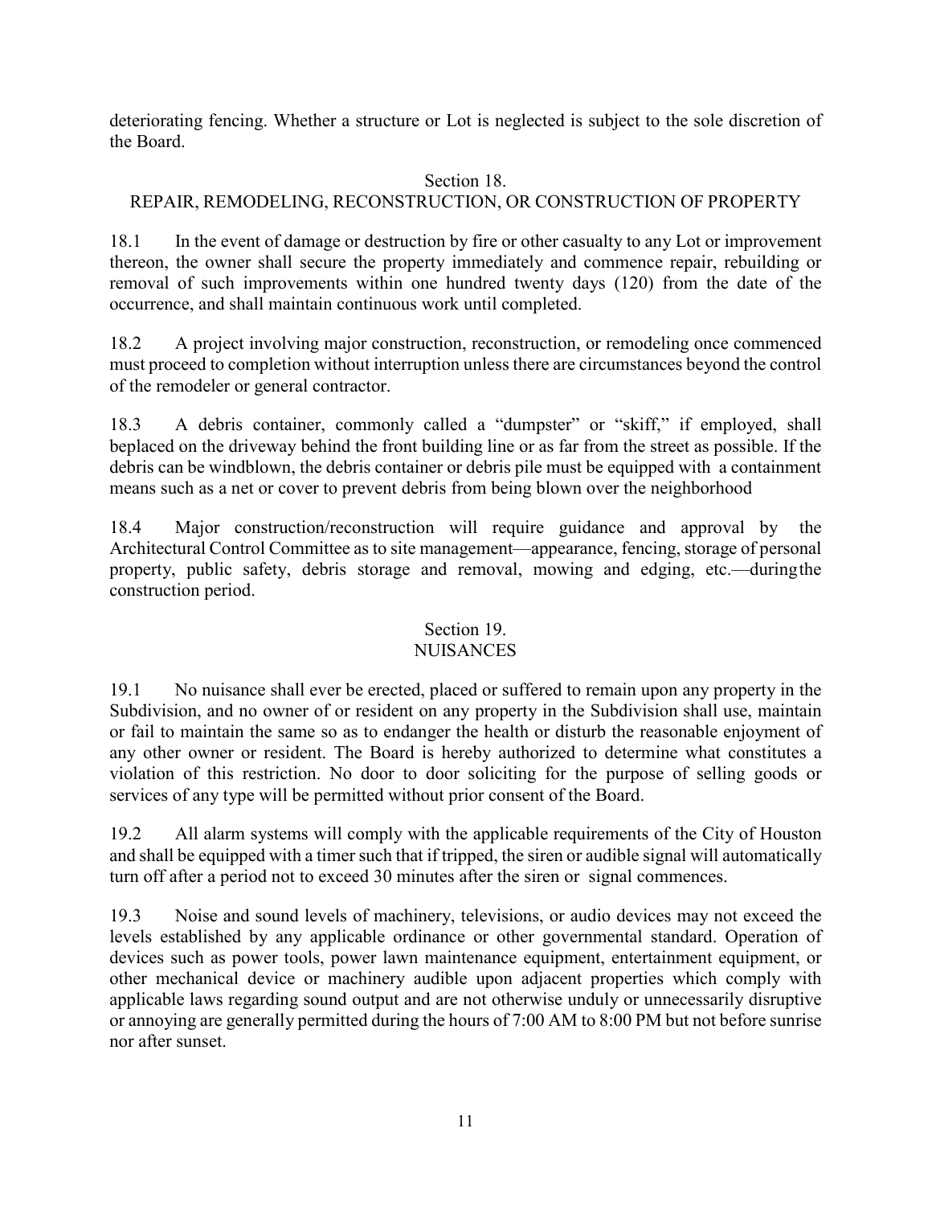deteriorating fencing. Whether a structure or Lot is neglected is subject to the sole discretion of the Board.

## Section 18.
## REPAIR, REMODELING, RECONSTRUCTION, OR CONSTRUCTION OF PROPERTY

18.1 In the event of damage or destruction by fire or other casualty to any Lot or improvement thereon, the owner shall secure the property immediately and commence repair, rebuilding or removal of such improvements within one hundred twenty days (120) from the date of the occurrence, and shall maintain continuous work until completed.

18.2 A project involving major construction, reconstruction, or remodeling once commenced must proceed to completion without interruption unless there are circumstances beyond the control of the remodeler or general contractor.

18.3 A debris container, commonly called a "dumpster" or "skiff," if employed, shall beplaced on the driveway behind the front building line or as far from the street as possible. If the debris can be windblown, the debris container or debris pile must be equipped with a containment means such as a net or cover to prevent debris from being blown over the neighborhood

18.4 Major construction/reconstruction will require guidance and approval by the Architectural Control Committee as to site management—appearance, fencing, storage of personal property, public safety, debris storage and removal, mowing and edging, etc.—duringthe construction period.

## Section 19.
## NUISANCES

19.1 No nuisance shall ever be erected, placed or suffered to remain upon any property in the Subdivision, and no owner of or resident on any property in the Subdivision shall use, maintain or fail to maintain the same so as to endanger the health or disturb the reasonable enjoyment of any other owner or resident. The Board is hereby authorized to determine what constitutes a violation of this restriction. No door to door soliciting for the purpose of selling goods or services of any type will be permitted without prior consent of the Board.

19.2 All alarm systems will comply with the applicable requirements of the City of Houston and shall be equipped with a timer such that if tripped, the siren or audible signal will automatically turn off after a period not to exceed 30 minutes after the siren or signal commences.

19.3 Noise and sound levels of machinery, televisions, or audio devices may not exceed the levels established by any applicable ordinance or other governmental standard. Operation of devices such as power tools, power lawn maintenance equipment, entertainment equipment, or other mechanical device or machinery audible upon adjacent properties which comply with applicable laws regarding sound output and are not otherwise unduly or unnecessarily disruptive or annoying are generally permitted during the hours of 7:00 AM to 8:00 PM but not before sunrise nor after sunset.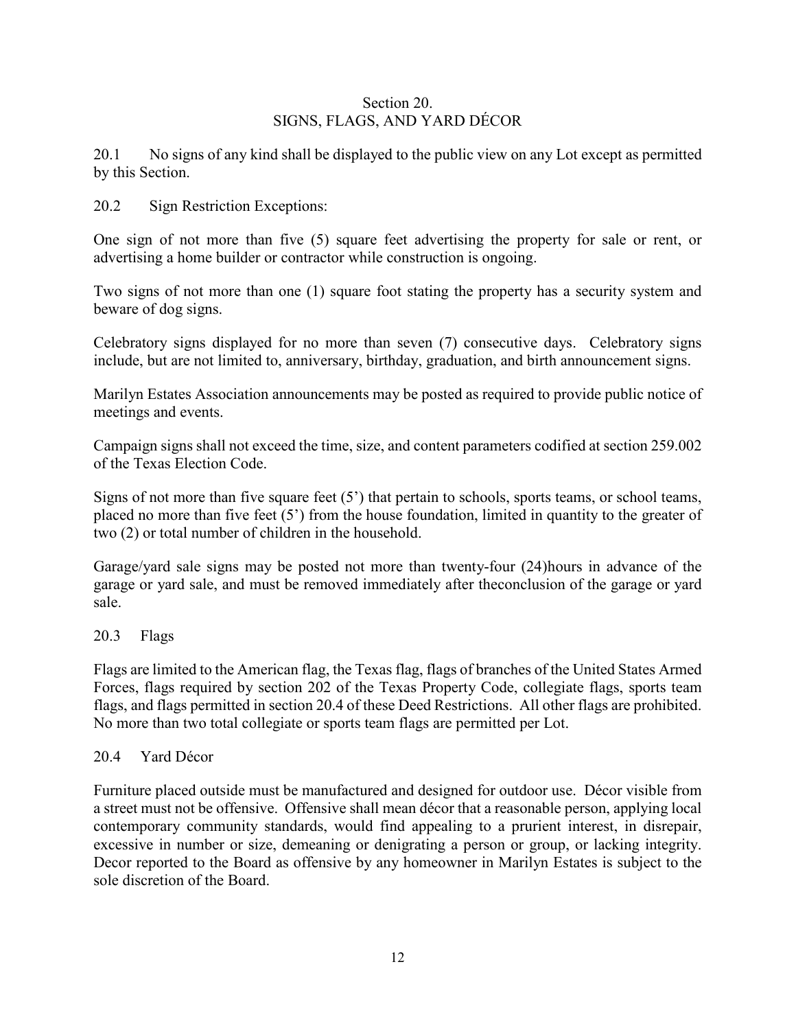## Section 20.
## SIGNS, FLAGS, AND YARD DÉCOR

20.1 No signs of any kind shall be displayed to the public view on any Lot except as permitted by this Section.

20.2 Sign Restriction Exceptions:

One sign of not more than five (5) square feet advertising the property for sale or rent, or advertising a home builder or contractor while construction is ongoing.

Two signs of not more than one (1) square foot stating the property has a security system and beware of dog signs.

Celebratory signs displayed for no more than seven (7) consecutive days. Celebratory signs include, but are not limited to, anniversary, birthday, graduation, and birth announcement signs.

Marilyn Estates Association announcements may be posted as required to provide public notice of meetings and events.

Campaign signs shall not exceed the time, size, and content parameters codified at section 259.002 of the Texas Election Code.

Signs of not more than five square feet (5') that pertain to schools, sports teams, or school teams, placed no more than five feet (5') from the house foundation, limited in quantity to the greater of two (2) or total number of children in the household.

Garage/yard sale signs may be posted not more than twenty-four (24)hours in advance of the garage or yard sale, and must be removed immediately after theconclusion of the garage or yard sale.

20.3 Flags

Flags are limited to the American flag, the Texas flag, flags of branches of the United States Armed Forces, flags required by section 202 of the Texas Property Code, collegiate flags, sports team flags, and flags permitted in section 20.4 of these Deed Restrictions. All other flags are prohibited. No more than two total collegiate or sports team flags are permitted per Lot.

20.4 Yard Décor

Furniture placed outside must be manufactured and designed for outdoor use. Décor visible from a street must not be offensive. Offensive shall mean décor that a reasonable person, applying local contemporary community standards, would find appealing to a prurient interest, in disrepair, excessive in number or size, demeaning or denigrating a person or group, or lacking integrity. Decor reported to the Board as offensive by any homeowner in Marilyn Estates is subject to the sole discretion of the Board.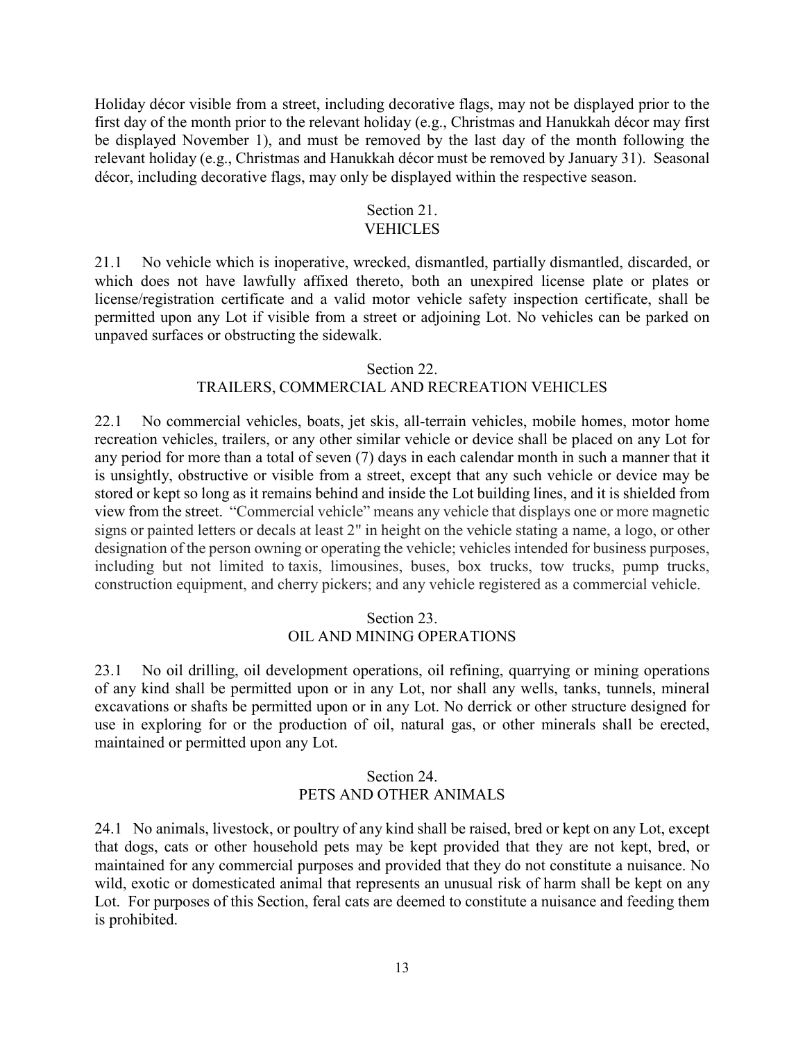Holiday décor visible from a street, including decorative flags, may not be displayed prior to the first day of the month prior to the relevant holiday (e.g., Christmas and Hanukkah décor may first be displayed November 1), and must be removed by the last day of the month following the relevant holiday (e.g., Christmas and Hanukkah décor must be removed by January 31). Seasonal décor, including decorative flags, may only be displayed within the respective season.

## Section 21.
## VEHICLES

21.1 No vehicle which is inoperative, wrecked, dismantled, partially dismantled, discarded, or which does not have lawfully affixed thereto, both an unexpired license plate or plates or license/registration certificate and a valid motor vehicle safety inspection certificate, shall be permitted upon any Lot if visible from a street or adjoining Lot. No vehicles can be parked on unpaved surfaces or obstructing the sidewalk.

## Section 22.
## TRAILERS, COMMERCIAL AND RECREATION VEHICLES

22.1 No commercial vehicles, boats, jet skis, all-terrain vehicles, mobile homes, motor home recreation vehicles, trailers, or any other similar vehicle or device shall be placed on any Lot for any period for more than a total of seven (7) days in each calendar month in such a manner that it is unsightly, obstructive or visible from a street, except that any such vehicle or device may be stored or kept so long as it remains behind and inside the Lot building lines, and it is shielded from view from the street. "Commercial vehicle" means any vehicle that displays one or more magnetic signs or painted letters or decals at least 2" in height on the vehicle stating a name, a logo, or other designation of the person owning or operating the vehicle; vehicles intended for business purposes, including but not limited to taxis, limousines, buses, box trucks, tow trucks, pump trucks, construction equipment, and cherry pickers; and any vehicle registered as a commercial vehicle.

## Section 23.
## OIL AND MINING OPERATIONS

23.1 No oil drilling, oil development operations, oil refining, quarrying or mining operations of any kind shall be permitted upon or in any Lot, nor shall any wells, tanks, tunnels, mineral excavations or shafts be permitted upon or in any Lot. No derrick or other structure designed for use in exploring for or the production of oil, natural gas, or other minerals shall be erected, maintained or permitted upon any Lot.

## Section 24.
## PETS AND OTHER ANIMALS

24.1 No animals, livestock, or poultry of any kind shall be raised, bred or kept on any Lot, except that dogs, cats or other household pets may be kept provided that they are not kept, bred, or maintained for any commercial purposes and provided that they do not constitute a nuisance. No wild, exotic or domesticated animal that represents an unusual risk of harm shall be kept on any Lot. For purposes of this Section, feral cats are deemed to constitute a nuisance and feeding them is prohibited.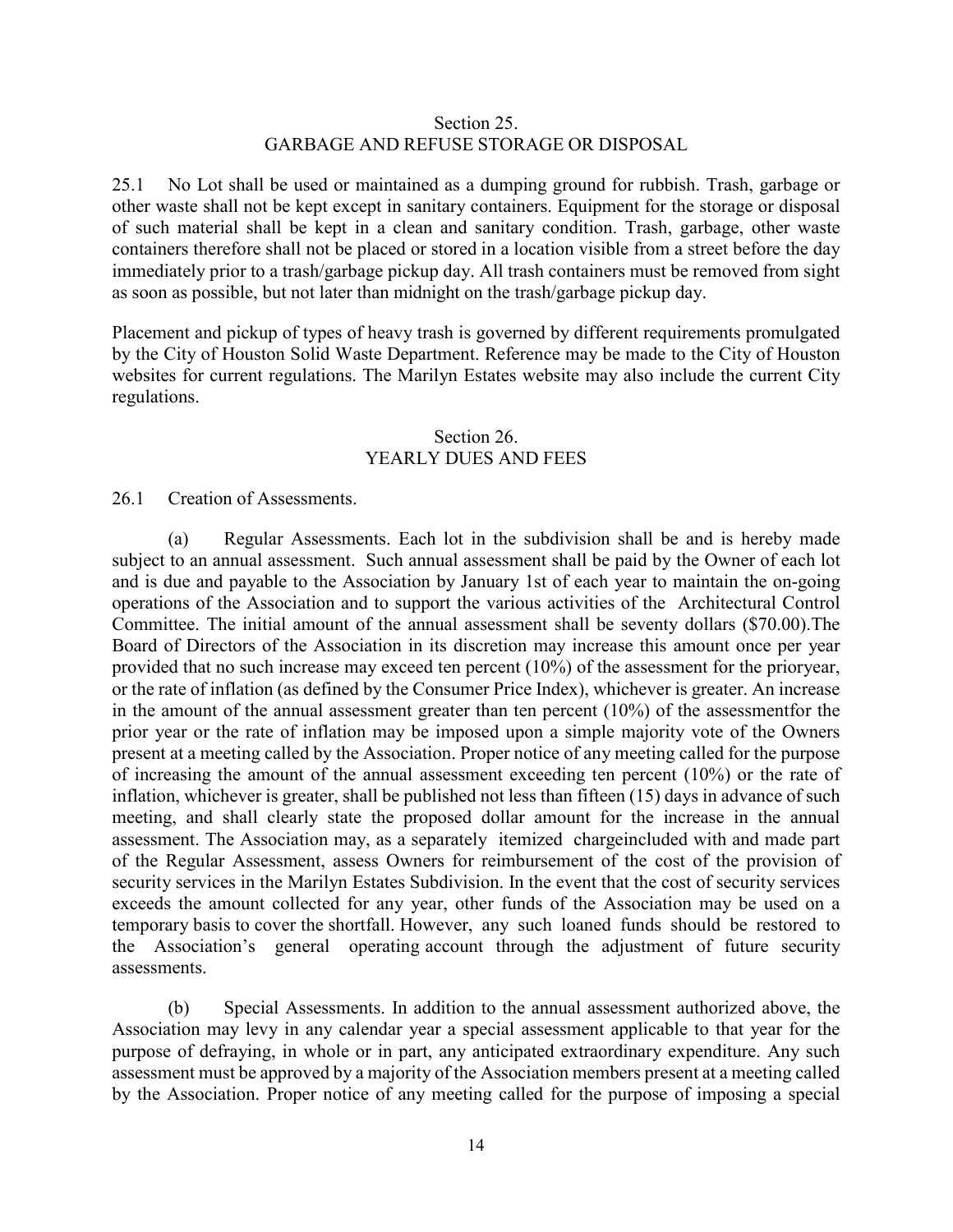## Section 25.
## GARBAGE AND REFUSE STORAGE OR DISPOSAL

25.1 No Lot shall be used or maintained as a dumping ground for rubbish. Trash, garbage or other waste shall not be kept except in sanitary containers. Equipment for the storage or disposal of such material shall be kept in a clean and sanitary condition. Trash, garbage, other waste containers therefore shall not be placed or stored in a location visible from a street before the day immediately prior to a trash/garbage pickup day. All trash containers must be removed from sight as soon as possible, but not later than midnight on the trash/garbage pickup day.

Placement and pickup of types of heavy trash is governed by different requirements promulgated by the City of Houston Solid Waste Department. Reference may be made to the City of Houston websites for current regulations. The Marilyn Estates website may also include the current City regulations.

## Section 26.
## YEARLY DUES AND FEES

26.1 Creation of Assessments.

(a) Regular Assessments. Each lot in the subdivision shall be and is hereby made subject to an annual assessment. Such annual assessment shall be paid by the Owner of each lot and is due and payable to the Association by January 1st of each year to maintain the on-going operations of the Association and to support the various activities of the Architectural Control Committee. The initial amount of the annual assessment shall be seventy dollars ($70.00).The Board of Directors of the Association in its discretion may increase this amount once per year provided that no such increase may exceed ten percent (10%) of the assessment for the prioryear, or the rate of inflation (as defined by the Consumer Price Index), whichever is greater. An increase in the amount of the annual assessment greater than ten percent (10%) of the assessmentfor the prior year or the rate of inflation may be imposed upon a simple majority vote of the Owners present at a meeting called by the Association. Proper notice of any meeting called for the purpose of increasing the amount of the annual assessment exceeding ten percent (10%) or the rate of inflation, whichever is greater, shall be published not less than fifteen (15) days in advance of such meeting, and shall clearly state the proposed dollar amount for the increase in the annual assessment. The Association may, as a separately itemized chargeincluded with and made part of the Regular Assessment, assess Owners for reimbursement of the cost of the provision of security services in the Marilyn Estates Subdivision. In the event that the cost of security services exceeds the amount collected for any year, other funds of the Association may be used on a temporary basis to cover the shortfall. However, any such loaned funds should be restored to the Association's general operating account through the adjustment of future security assessments.

(b) Special Assessments. In addition to the annual assessment authorized above, the Association may levy in any calendar year a special assessment applicable to that year for the purpose of defraying, in whole or in part, any anticipated extraordinary expenditure. Any such assessment must be approved by a majority of the Association members present at a meeting called by the Association. Proper notice of any meeting called for the purpose of imposing a special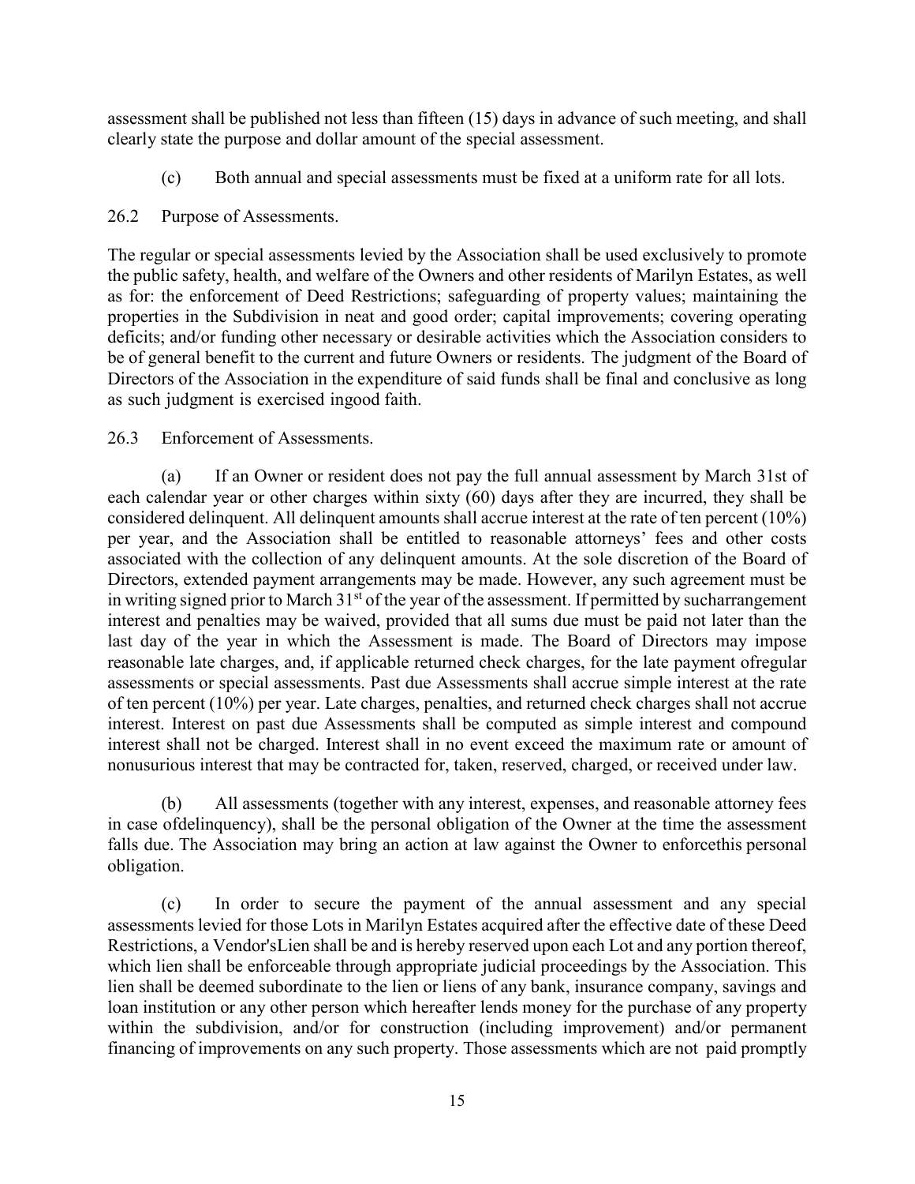assessment shall be published not less than fifteen (15) days in advance of such meeting, and shall clearly state the purpose and dollar amount of the special assessment.

(c) Both annual and special assessments must be fixed at a uniform rate for all lots.

26.2 Purpose of Assessments.

The regular or special assessments levied by the Association shall be used exclusively to promote the public safety, health, and welfare of the Owners and other residents of Marilyn Estates, as well as for: the enforcement of Deed Restrictions; safeguarding of property values; maintaining the properties in the Subdivision in neat and good order; capital improvements; covering operating deficits; and/or funding other necessary or desirable activities which the Association considers to be of general benefit to the current and future Owners or residents. The judgment of the Board of Directors of the Association in the expenditure of said funds shall be final and conclusive as long as such judgment is exercised ingood faith.

26.3 Enforcement of Assessments.

(a) If an Owner or resident does not pay the full annual assessment by March 31st of each calendar year or other charges within sixty (60) days after they are incurred, they shall be considered delinquent. All delinquent amounts shall accrue interest at the rate of ten percent (10%) per year, and the Association shall be entitled to reasonable attorneys' fees and other costs associated with the collection of any delinquent amounts. At the sole discretion of the Board of Directors, extended payment arrangements may be made. However, any such agreement must be in writing signed prior to March 31st of the year of the assessment. If permitted by sucharrangement interest and penalties may be waived, provided that all sums due must be paid not later than the last day of the year in which the Assessment is made. The Board of Directors may impose reasonable late charges, and, if applicable returned check charges, for the late payment ofregular assessments or special assessments. Past due Assessments shall accrue simple interest at the rate of ten percent (10%) per year. Late charges, penalties, and returned check charges shall not accrue interest. Interest on past due Assessments shall be computed as simple interest and compound interest shall not be charged. Interest shall in no event exceed the maximum rate or amount of nonusurious interest that may be contracted for, taken, reserved, charged, or received under law.

(b) All assessments (together with any interest, expenses, and reasonable attorney fees in case ofdelinquency), shall be the personal obligation of the Owner at the time the assessment falls due. The Association may bring an action at law against the Owner to enforcethis personal obligation.

(c) In order to secure the payment of the annual assessment and any special assessments levied for those Lots in Marilyn Estates acquired after the effective date of these Deed Restrictions, a Vendor'sLien shall be and is hereby reserved upon each Lot and any portion thereof, which lien shall be enforceable through appropriate judicial proceedings by the Association. This lien shall be deemed subordinate to the lien or liens of any bank, insurance company, savings and loan institution or any other person which hereafter lends money for the purchase of any property within the subdivision, and/or for construction (including improvement) and/or permanent financing of improvements on any such property. Those assessments which are not paid promptly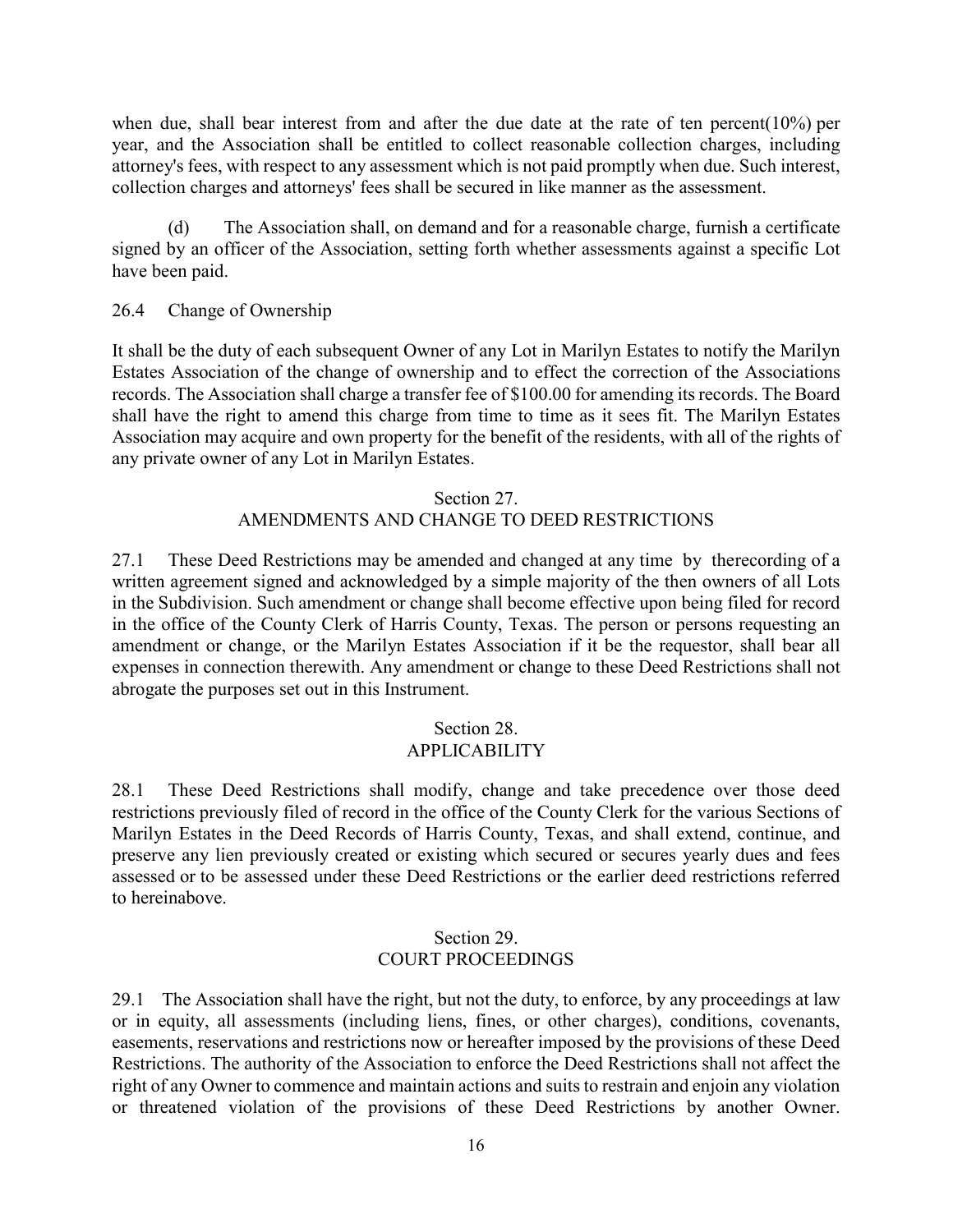when due, shall bear interest from and after the due date at the rate of ten percent(10%) per year, and the Association shall be entitled to collect reasonable collection charges, including attorney's fees, with respect to any assessment which is not paid promptly when due. Such interest, collection charges and attorneys' fees shall be secured in like manner as the assessment.

(d) The Association shall, on demand and for a reasonable charge, furnish a certificate signed by an officer of the Association, setting forth whether assessments against a specific Lot have been paid.

26.4 Change of Ownership

It shall be the duty of each subsequent Owner of any Lot in Marilyn Estates to notify the Marilyn Estates Association of the change of ownership and to effect the correction of the Associations records. The Association shall charge a transfer fee of $100.00 for amending its records. The Board shall have the right to amend this charge from time to time as it sees fit. The Marilyn Estates Association may acquire and own property for the benefit of the residents, with all of the rights of any private owner of any Lot in Marilyn Estates.

## Section 27.
## AMENDMENTS AND CHANGE TO DEED RESTRICTIONS

27.1 These Deed Restrictions may be amended and changed at any time by therecording of a written agreement signed and acknowledged by a simple majority of the then owners of all Lots in the Subdivision. Such amendment or change shall become effective upon being filed for record in the office of the County Clerk of Harris County, Texas. The person or persons requesting an amendment or change, or the Marilyn Estates Association if it be the requestor, shall bear all expenses in connection therewith. Any amendment or change to these Deed Restrictions shall not abrogate the purposes set out in this Instrument.

## Section 28.
## APPLICABILITY

28.1 These Deed Restrictions shall modify, change and take precedence over those deed restrictions previously filed of record in the office of the County Clerk for the various Sections of Marilyn Estates in the Deed Records of Harris County, Texas, and shall extend, continue, and preserve any lien previously created or existing which secured or secures yearly dues and fees assessed or to be assessed under these Deed Restrictions or the earlier deed restrictions referred to hereinabove.

## Section 29.
## COURT PROCEEDINGS

29.1 The Association shall have the right, but not the duty, to enforce, by any proceedings at law or in equity, all assessments (including liens, fines, or other charges), conditions, covenants, easements, reservations and restrictions now or hereafter imposed by the provisions of these Deed Restrictions. The authority of the Association to enforce the Deed Restrictions shall not affect the right of any Owner to commence and maintain actions and suits to restrain and enjoin any violation or threatened violation of the provisions of these Deed Restrictions by another Owner.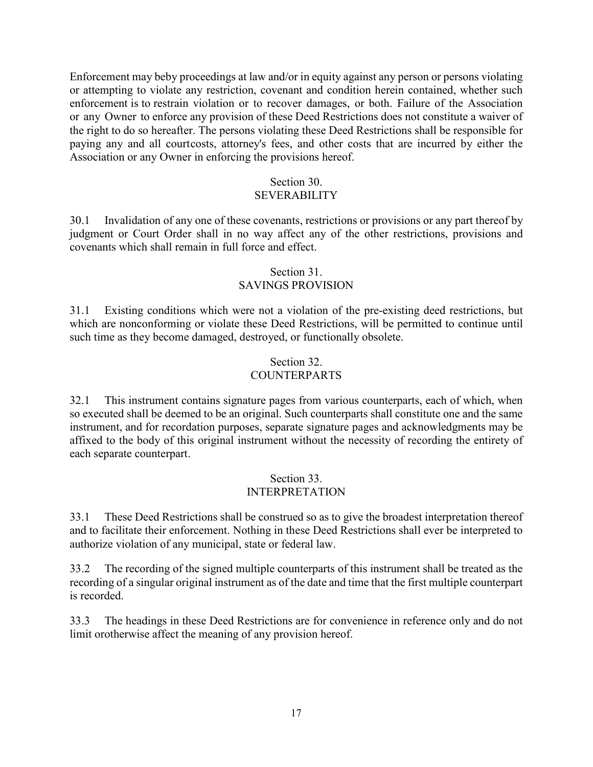Enforcement may beby proceedings at law and/or in equity against any person or persons violating or attempting to violate any restriction, covenant and condition herein contained, whether such enforcement is to restrain violation or to recover damages, or both. Failure of the Association or any Owner to enforce any provision of these Deed Restrictions does not constitute a waiver of the right to do so hereafter. The persons violating these Deed Restrictions shall be responsible for paying any and all courtcosts, attorney's fees, and other costs that are incurred by either the Association or any Owner in enforcing the provisions hereof.

## Section 30. SEVERABILITY

30.1 Invalidation of any one of these covenants, restrictions or provisions or any part thereof by judgment or Court Order shall in no way affect any of the other restrictions, provisions and covenants which shall remain in full force and effect.

## Section 31. SAVINGS PROVISION

31.1 Existing conditions which were not a violation of the pre-existing deed restrictions, but which are nonconforming or violate these Deed Restrictions, will be permitted to continue until such time as they become damaged, destroyed, or functionally obsolete.

## Section 32. COUNTERPARTS

32.1 This instrument contains signature pages from various counterparts, each of which, when so executed shall be deemed to be an original. Such counterparts shall constitute one and the same instrument, and for recordation purposes, separate signature pages and acknowledgments may be affixed to the body of this original instrument without the necessity of recording the entirety of each separate counterpart.

## Section 33. INTERPRETATION

33.1 These Deed Restrictions shall be construed so as to give the broadest interpretation thereof and to facilitate their enforcement. Nothing in these Deed Restrictions shall ever be interpreted to authorize violation of any municipal, state or federal law.

33.2 The recording of the signed multiple counterparts of this instrument shall be treated as the recording of a singular original instrument as of the date and time that the first multiple counterpart is recorded.

33.3 The headings in these Deed Restrictions are for convenience in reference only and do not limit orotherwise affect the meaning of any provision hereof.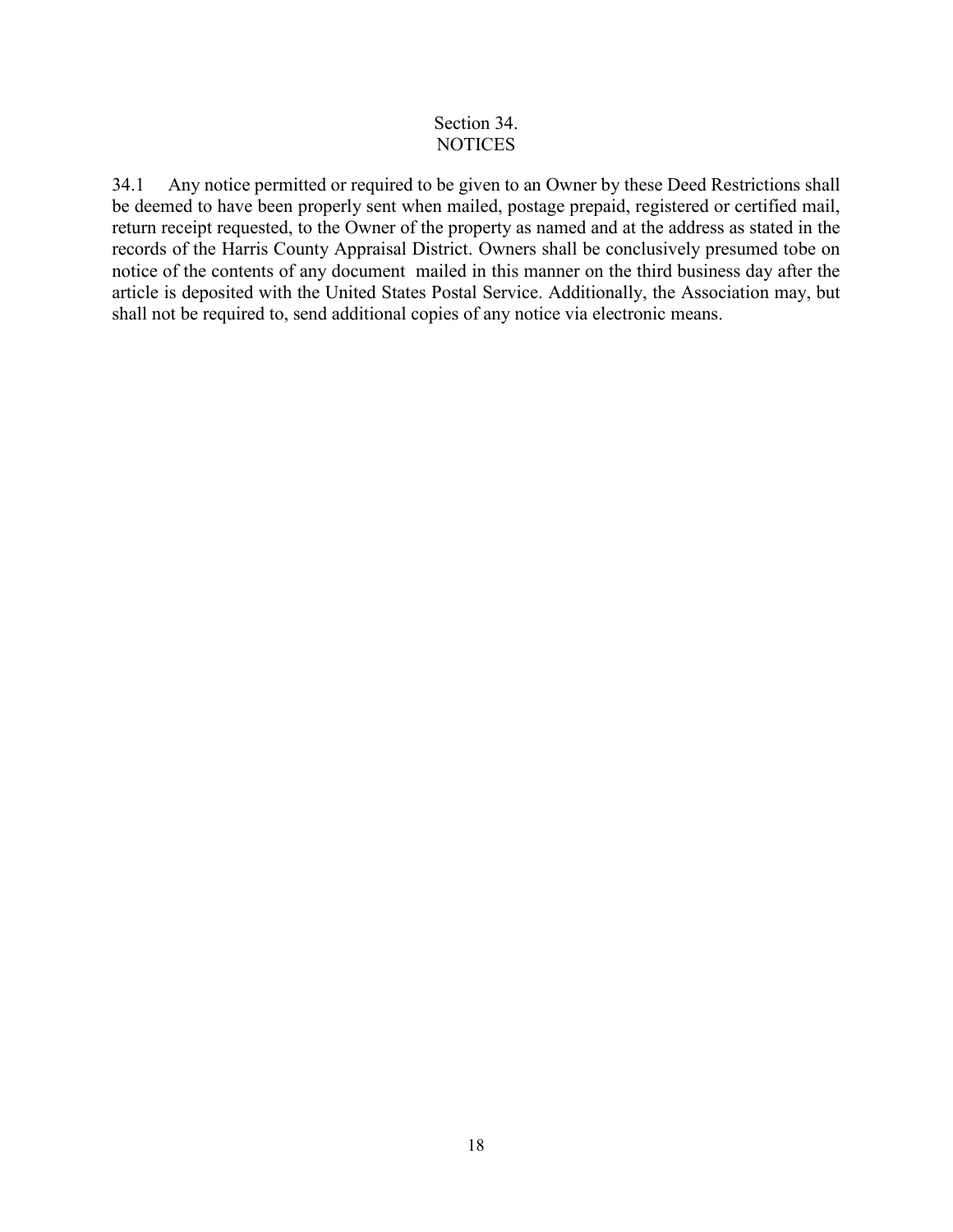# Section 34.
# NOTICES

34.1 Any notice permitted or required to be given to an Owner by these Deed Restrictions shall be deemed to have been properly sent when mailed, postage prepaid, registered or certified mail, return receipt requested, to the Owner of the property as named and at the address as stated in the records of the Harris County Appraisal District. Owners shall be conclusively presumed tobe on notice of the contents of any document mailed in this manner on the third business day after the article is deposited with the United States Postal Service. Additionally, the Association may, but shall not be required to, send additional copies of any notice via electronic means.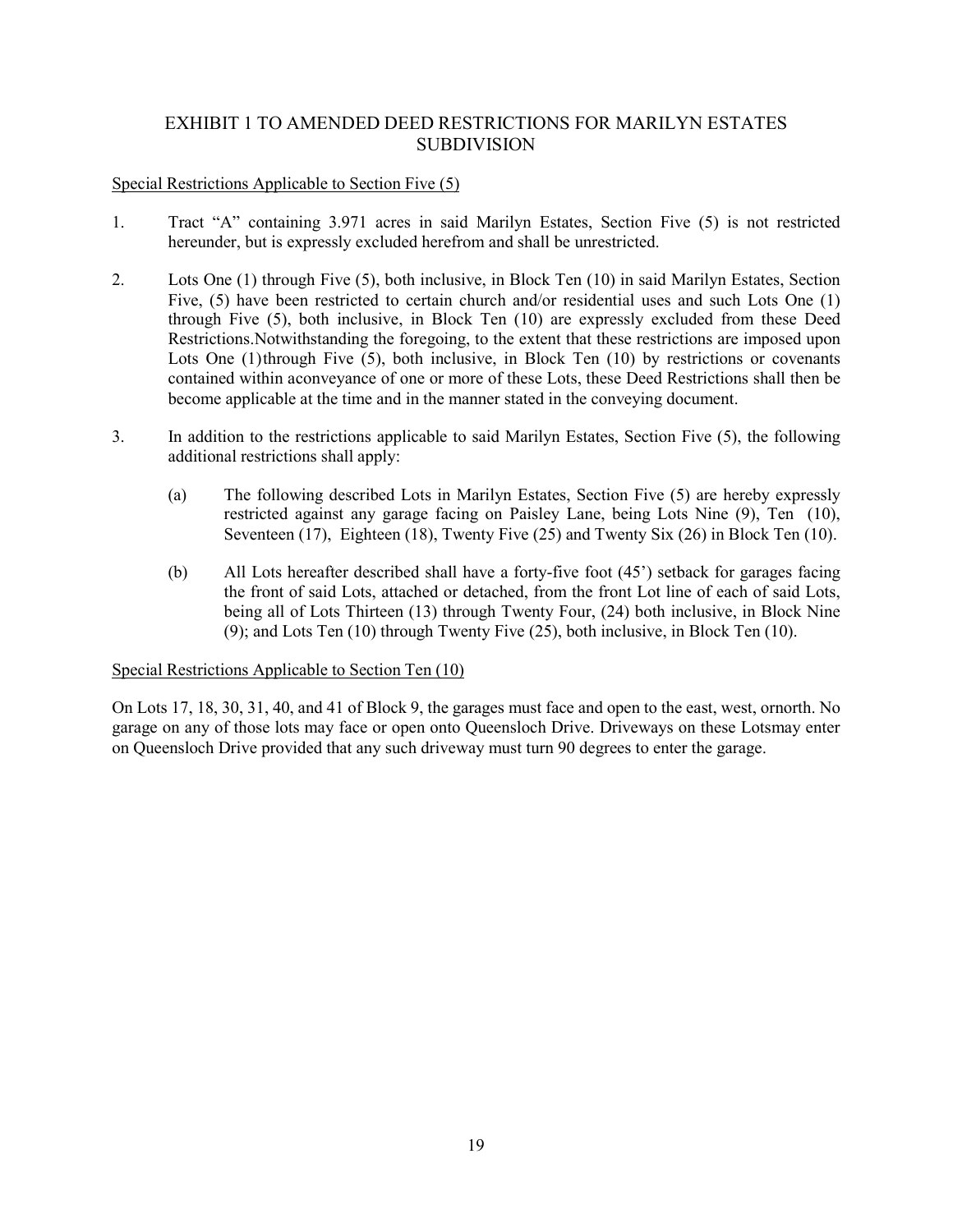# EXHIBIT 1 TO AMENDED DEED RESTRICTIONS FOR MARILYN ESTATES SUBDIVISION

Special Restrictions Applicable to Section Five (5)

1. Tract "A" containing 3.971 acres in said Marilyn Estates, Section Five (5) is not restricted hereunder, but is expressly excluded herefrom and shall be unrestricted.

2. Lots One (1) through Five (5), both inclusive, in Block Ten (10) in said Marilyn Estates, Section Five, (5) have been restricted to certain church and/or residential uses and such Lots One (1) through Five (5), both inclusive, in Block Ten (10) are expressly excluded from these Deed Restrictions.Notwithstanding the foregoing, to the extent that these restrictions are imposed upon Lots One (1)through Five (5), both inclusive, in Block Ten (10) by restrictions or covenants contained within aconveyance of one or more of these Lots, these Deed Restrictions shall then be become applicable at the time and in the manner stated in the conveying document.

3. In addition to the restrictions applicable to said Marilyn Estates, Section Five (5), the following additional restrictions shall apply:

   (a) The following described Lots in Marilyn Estates, Section Five (5) are hereby expressly restricted against any garage facing on Paisley Lane, being Lots Nine (9), Ten (10), Seventeen (17), Eighteen (18), Twenty Five (25) and Twenty Six (26) in Block Ten (10).

   (b) All Lots hereafter described shall have a forty-five foot (45') setback for garages facing the front of said Lots, attached or detached, from the front Lot line of each of said Lots, being all of Lots Thirteen (13) through Twenty Four, (24) both inclusive, in Block Nine (9); and Lots Ten (10) through Twenty Five (25), both inclusive, in Block Ten (10).

Special Restrictions Applicable to Section Ten (10)

On Lots 17, 18, 30, 31, 40, and 41 of Block 9, the garages must face and open to the east, west, ornorth. No garage on any of those lots may face or open onto Queensloch Drive. Driveways on these Lotsmay enter on Queensloch Drive provided that any such driveway must turn 90 degrees to enter the garage.